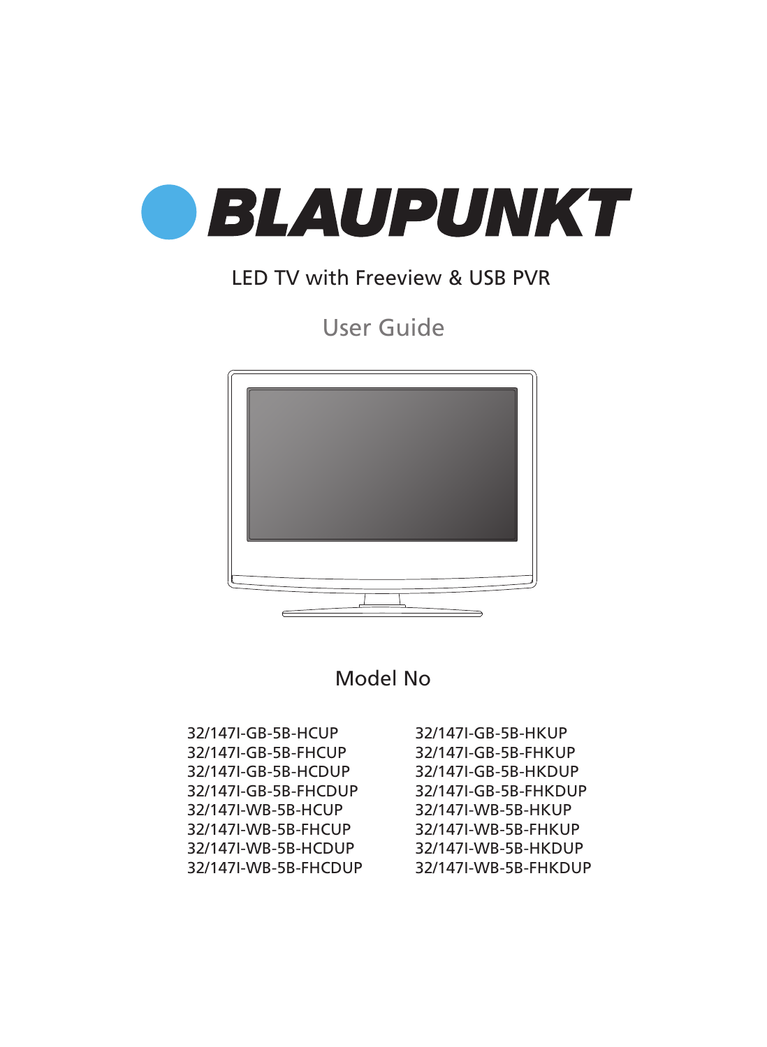# BLAUPUNKT

LED TV with Freeview & USB PVR

## User Guide

Model No

32/147I-GB-5B-HCUP
32/147I-GB-5B-FHCUP
32/147I-GB-5B-HCDUP
32/147I-GB-5B-FHCDUP
32/147I-WB-5B-HCUP
32/147I-WB-5B-FHCUP
32/147I-WB-5B-HCDUP
32/147I-WB-5B-FHCDUP
32/147I-GB-5B-HKUP
32/147I-GB-5B-FHKUP
32/147I-GB-5B-HKDUP
32/147I-GB-5B-FHKDUP
32/147I-WB-5B-HKUP
32/147I-WB-5B-FHKUP
32/147I-WB-5B-HKDUP
32/147I-WB-5B-FHKDUP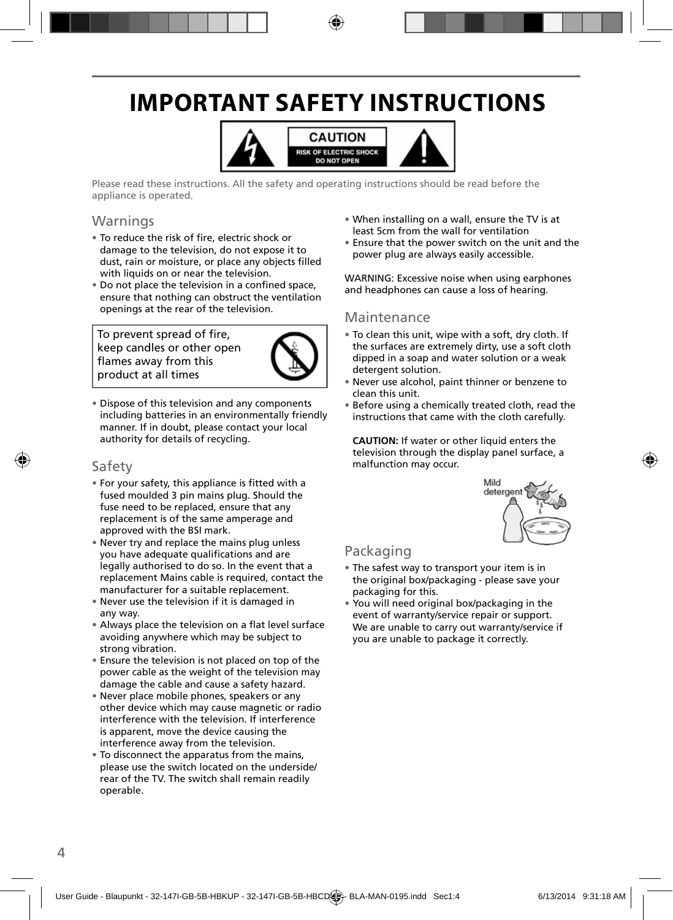# IMPORTANT SAFETY INSTRUCTIONS

CAUTION
RISK OF ELECTRIC SHOCK
DO NOT OPEN

Please read these instructions. All the safety and operating instructions should be read before the appliance is operated.

## Warnings

- To reduce the risk of fire, electric shock or damage to the television, do not expose it to dust, rain or moisture, or place any objects filled with liquids on or near the television.
- Do not place the television in a confined space, ensure that nothing can obstruct the ventilation openings at the rear of the television.

To prevent spread of fire, keep candles or other open flames away from this product at all times

- Dispose of this television and any components including batteries in an environmentally friendly manner. If in doubt, please contact your local authority for details of recycling.

## Safety

- For your safety, this appliance is fitted with a fused moulded 3 pin mains plug. Should the fuse need to be replaced, ensure that any replacement is of the same amperage and approved with the BSI mark.
- Never try and replace the mains plug unless you have adequate qualifications and are legally authorised to do so. In the event that a replacement Mains cable is required, contact the manufacturer for a suitable replacement.
- Never use the television if it is damaged in any way.
- Always place the television on a flat level surface avoiding anywhere which may be subject to strong vibration.
- Ensure the television is not placed on top of the power cable as the weight of the television may damage the cable and cause a safety hazard.
- Never place mobile phones, speakers or any other device which may cause magnetic or radio interference with the television. If interference is apparent, move the device causing the interference away from the television.
- To disconnect the apparatus from the mains, please use the switch located on the underside/ rear of the TV. The switch shall remain readily operable.
- When installing on a wall, ensure the TV is at least 5cm from the wall for ventilation
- Ensure that the power switch on the unit and the power plug are always easily accessible.

WARNING: Excessive noise when using earphones and headphones can cause a loss of hearing.

## Maintenance

- To clean this unit, wipe with a soft, dry cloth. If the surfaces are extremely dirty, use a soft cloth dipped in a soap and water solution or a weak detergent solution.
- Never use alcohol, paint thinner or benzene to clean this unit.
- Before using a chemically treated cloth, read the instructions that came with the cloth carefully.

**CAUTION:** If water or other liquid enters the television through the display panel surface, a malfunction may occur.

Mild detergent

## Packaging

- The safest way to transport your item is in the original box/packaging - please save your packaging for this.
- You will need original box/packaging in the event of warranty/service repair or support. We are unable to carry out warranty/service if you are unable to package it correctly.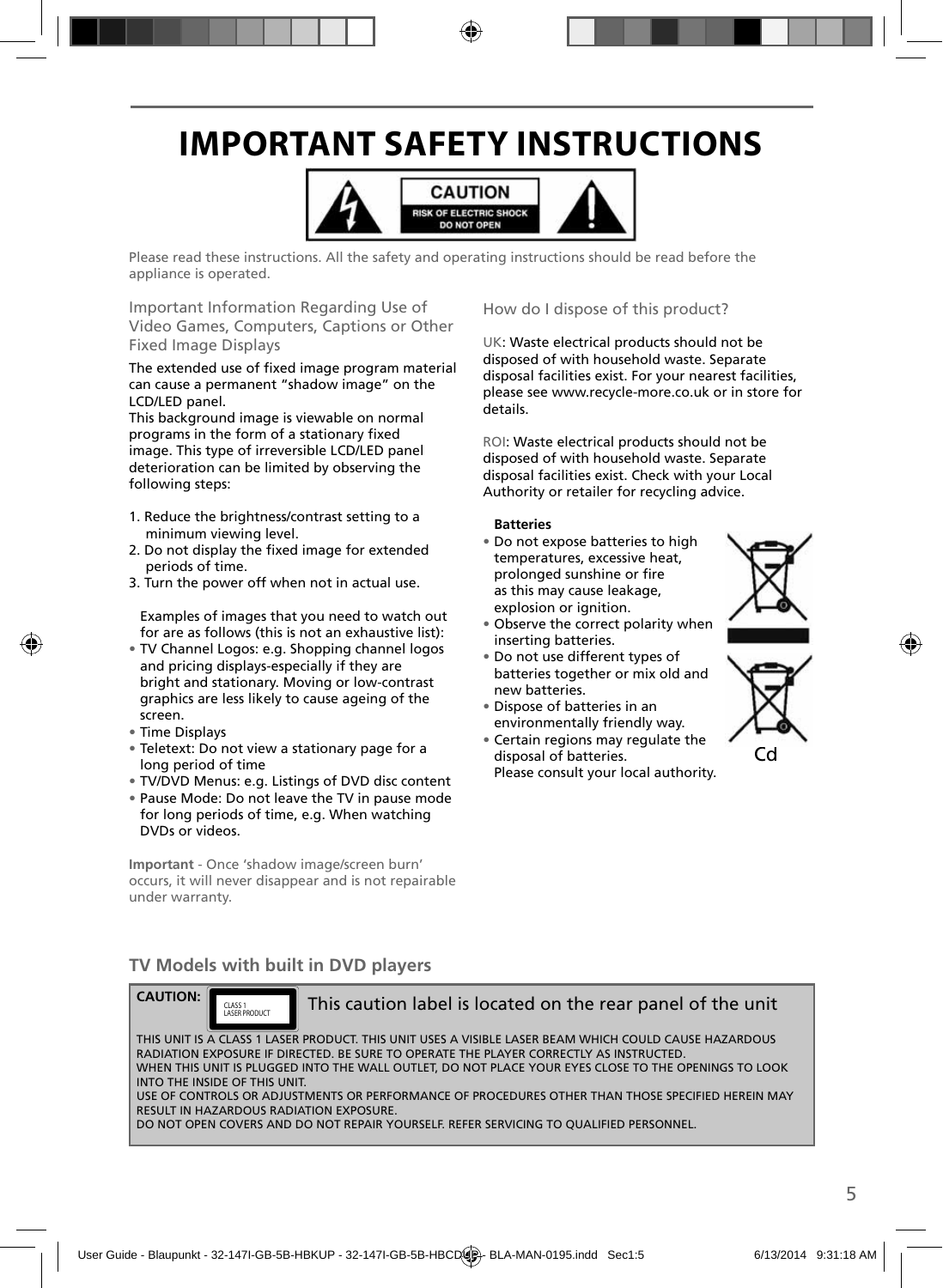# IMPORTANT SAFETY INSTRUCTIONS

CAUTION
RISK OF ELECTRIC SHOCK
DO NOT OPEN

Please read these instructions. All the safety and operating instructions should be read before the appliance is operated.

## Important Information Regarding Use of Video Games, Computers, Captions or Other Fixed Image Displays

The extended use of fixed image program material can cause a permanent "shadow image" on the LCD/LED panel.
This background image is viewable on normal programs in the form of a stationary fixed image. This type of irreversible LCD/LED panel deterioration can be limited by observing the following steps:

1. Reduce the brightness/contrast setting to a minimum viewing level.
2. Do not display the fixed image for extended periods of time.
3. Turn the power off when not in actual use.

Examples of images that you need to watch out for are as follows (this is not an exhaustive list):

- TV Channel Logos: e.g. Shopping channel logos and pricing displays-especially if they are bright and stationary. Moving or low-contrast graphics are less likely to cause ageing of the screen.
- Time Displays
- Teletext: Do not view a stationary page for a long period of time
- TV/DVD Menus: e.g. Listings of DVD disc content
- Pause Mode: Do not leave the TV in pause mode for long periods of time, e.g. When watching DVDs or videos.

**Important** - Once 'shadow image/screen burn' occurs, it will never disappear and is not repairable under warranty.

## How do I dispose of this product?

UK: Waste electrical products should not be disposed of with household waste. Separate disposal facilities exist. For your nearest facilities, please see www.recycle-more.co.uk or in store for details.

ROI: Waste electrical products should not be disposed of with household waste. Separate disposal facilities exist. Check with your Local Authority or retailer for recycling advice.

**Batteries**

- Do not expose batteries to high temperatures, excessive heat, prolonged sunshine or fire as this may cause leakage, explosion or ignition.
- Observe the correct polarity when inserting batteries.
- Do not use different types of batteries together or mix old and new batteries.
- Dispose of batteries in an environmentally friendly way.
- Certain regions may regulate the disposal of batteries.
  Please consult your local authority.

Cd

## TV Models with built in DVD players

**CAUTION:** CLASS 1 LASER PRODUCT — This caution label is located on the rear panel of the unit

THIS UNIT IS A CLASS 1 LASER PRODUCT. THIS UNIT USES A VISIBLE LASER BEAM WHICH COULD CAUSE HAZARDOUS RADIATION EXPOSURE IF DIRECTED. BE SURE TO OPERATE THE PLAYER CORRECTLY AS INSTRUCTED.
WHEN THIS UNIT IS PLUGGED INTO THE WALL OUTLET, DO NOT PLACE YOUR EYES CLOSE TO THE OPENINGS TO LOOK INTO THE INSIDE OF THIS UNIT.
USE OF CONTROLS OR ADJUSTMENTS OR PERFORMANCE OF PROCEDURES OTHER THAN THOSE SPECIFIED HEREIN MAY RESULT IN HAZARDOUS RADIATION EXPOSURE.
DO NOT OPEN COVERS AND DO NOT REPAIR YOURSELF. REFER SERVICING TO QUALIFIED PERSONNEL.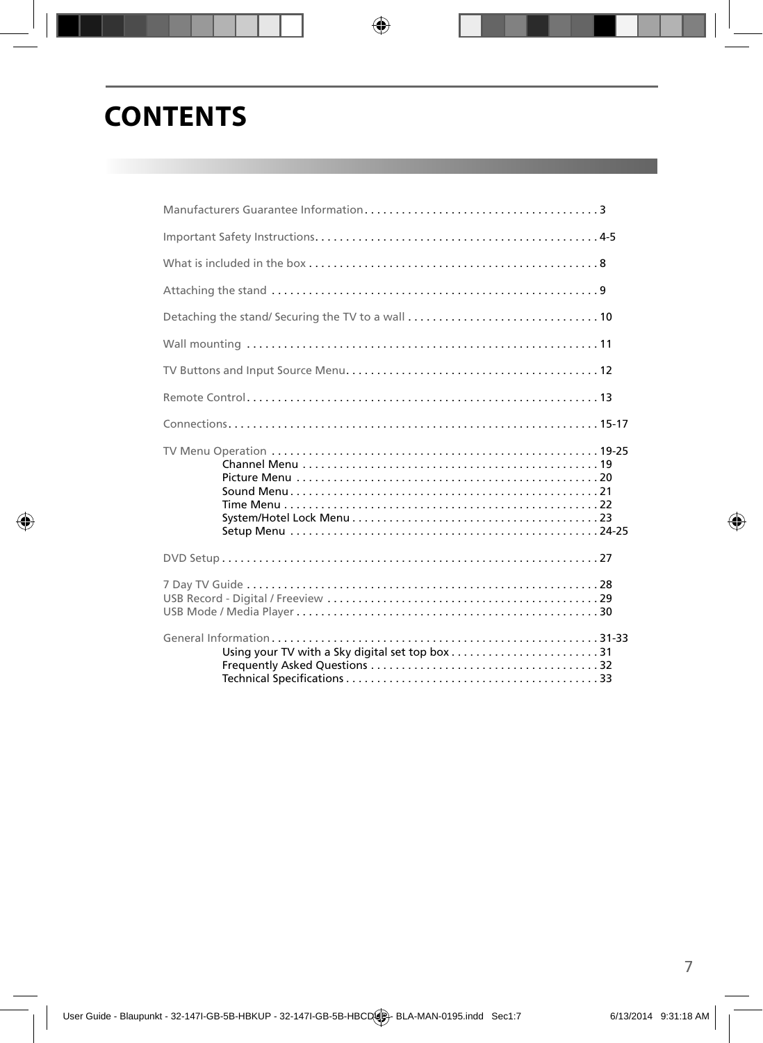# CONTENTS

Manufacturers Guarantee Information . . . . . . . . . . . . . . . . . . . . . . . . . . . . . . . . . . . . . 3

Important Safety Instructions . . . . . . . . . . . . . . . . . . . . . . . . . . . . . . . . . . . . . . . . . . . . . 4-5

What is included in the box . . . . . . . . . . . . . . . . . . . . . . . . . . . . . . . . . . . . . . . . . . . . . . 8

Attaching the stand . . . . . . . . . . . . . . . . . . . . . . . . . . . . . . . . . . . . . . . . . . . . . . . . . . . . 9

Detaching the stand/ Securing the TV to a wall . . . . . . . . . . . . . . . . . . . . . . . . . . . . . . 10

Wall mounting . . . . . . . . . . . . . . . . . . . . . . . . . . . . . . . . . . . . . . . . . . . . . . . . . . . . . . . . . 11

TV Buttons and Input Source Menu . . . . . . . . . . . . . . . . . . . . . . . . . . . . . . . . . . . . . . . . 12

Remote Control . . . . . . . . . . . . . . . . . . . . . . . . . . . . . . . . . . . . . . . . . . . . . . . . . . . . . . . . 13

Connections . . . . . . . . . . . . . . . . . . . . . . . . . . . . . . . . . . . . . . . . . . . . . . . . . . . . . . . . . . . 15-17

TV Menu Operation . . . . . . . . . . . . . . . . . . . . . . . . . . . . . . . . . . . . . . . . . . . . . . . . . . . . 19-25
- Channel Menu . . . . . . . . . . . . . . . . . . . . . . . . . . . . . . . . . . . . . . . . . . . . . . . . 19
- Picture Menu . . . . . . . . . . . . . . . . . . . . . . . . . . . . . . . . . . . . . . . . . . . . . . . . . 20
- Sound Menu . . . . . . . . . . . . . . . . . . . . . . . . . . . . . . . . . . . . . . . . . . . . . . . . . . 21
- Time Menu . . . . . . . . . . . . . . . . . . . . . . . . . . . . . . . . . . . . . . . . . . . . . . . . . . . 22
- System/Hotel Lock Menu . . . . . . . . . . . . . . . . . . . . . . . . . . . . . . . . . . . . . . . 23
- Setup Menu . . . . . . . . . . . . . . . . . . . . . . . . . . . . . . . . . . . . . . . . . . . . . . . . . . 24-25

DVD Setup . . . . . . . . . . . . . . . . . . . . . . . . . . . . . . . . . . . . . . . . . . . . . . . . . . . . . . . . . . . . 27

7 Day TV Guide . . . . . . . . . . . . . . . . . . . . . . . . . . . . . . . . . . . . . . . . . . . . . . . . . . . . . . . . 28
USB Record - Digital / Freeview . . . . . . . . . . . . . . . . . . . . . . . . . . . . . . . . . . . . . . . . . . . 29
USB Mode / Media Player . . . . . . . . . . . . . . . . . . . . . . . . . . . . . . . . . . . . . . . . . . . . . . . . 30

General Information . . . . . . . . . . . . . . . . . . . . . . . . . . . . . . . . . . . . . . . . . . . . . . . . . . . . 31-33
- Using your TV with a Sky digital set top box . . . . . . . . . . . . . . . . . . . . . . . . 31
- Frequently Asked Questions . . . . . . . . . . . . . . . . . . . . . . . . . . . . . . . . . . . . . 32
- Technical Specifications . . . . . . . . . . . . . . . . . . . . . . . . . . . . . . . . . . . . . . . . . 33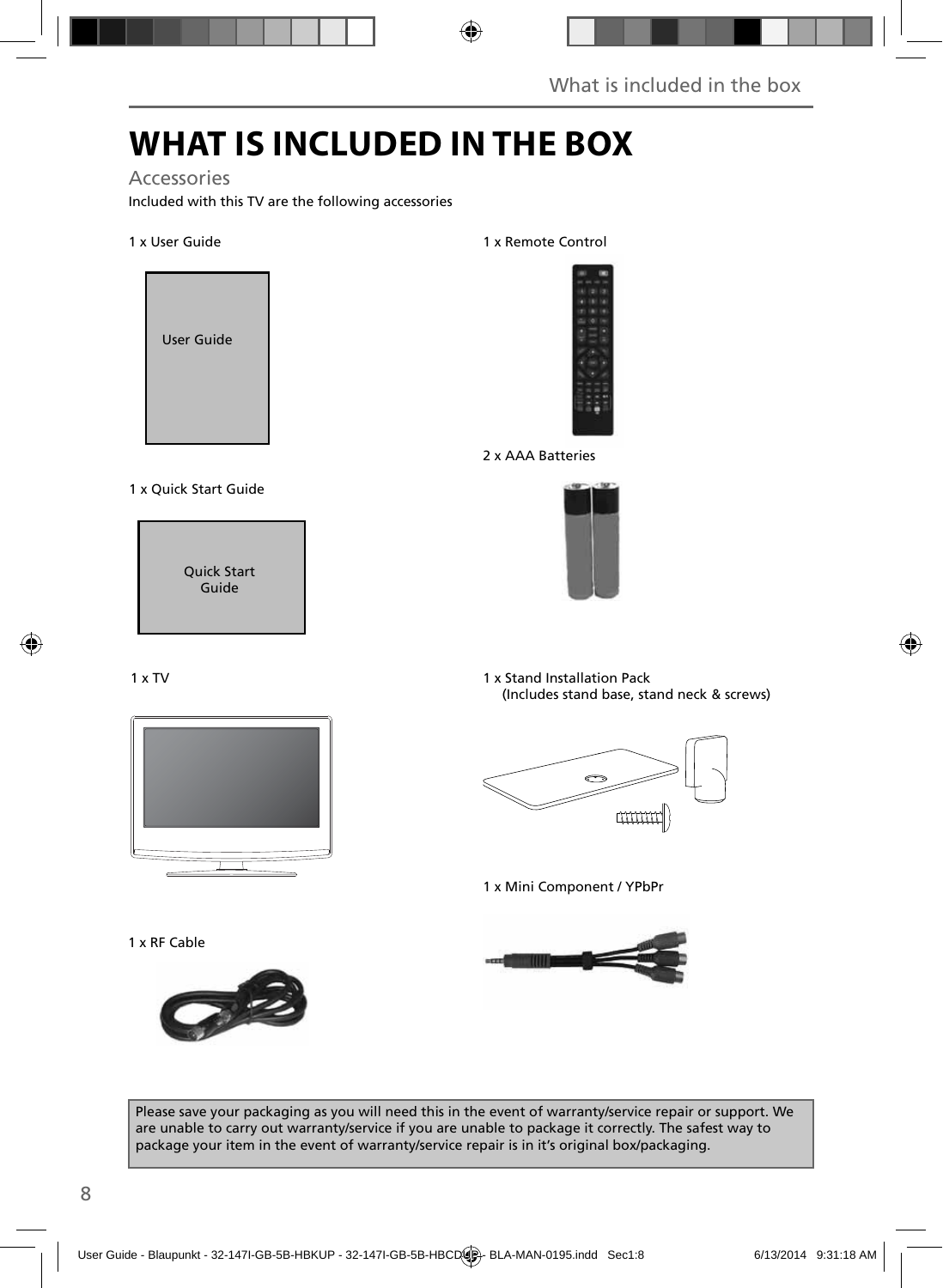# WHAT IS INCLUDED IN THE BOX

## Accessories

Included with this TV are the following accessories

1 x User Guide

User Guide

1 x Remote Control

2 x AAA Batteries

1 x Quick Start Guide

Quick Start Guide

1 x TV

1 x Stand Installation Pack
(Includes stand base, stand neck & screws)

1 x Mini Component / YPbPr

1 x RF Cable

Please save your packaging as you will need this in the event of warranty/service repair or support. We are unable to carry out warranty/service if you are unable to package it correctly. The safest way to package your item in the event of warranty/service repair is in it's original box/packaging.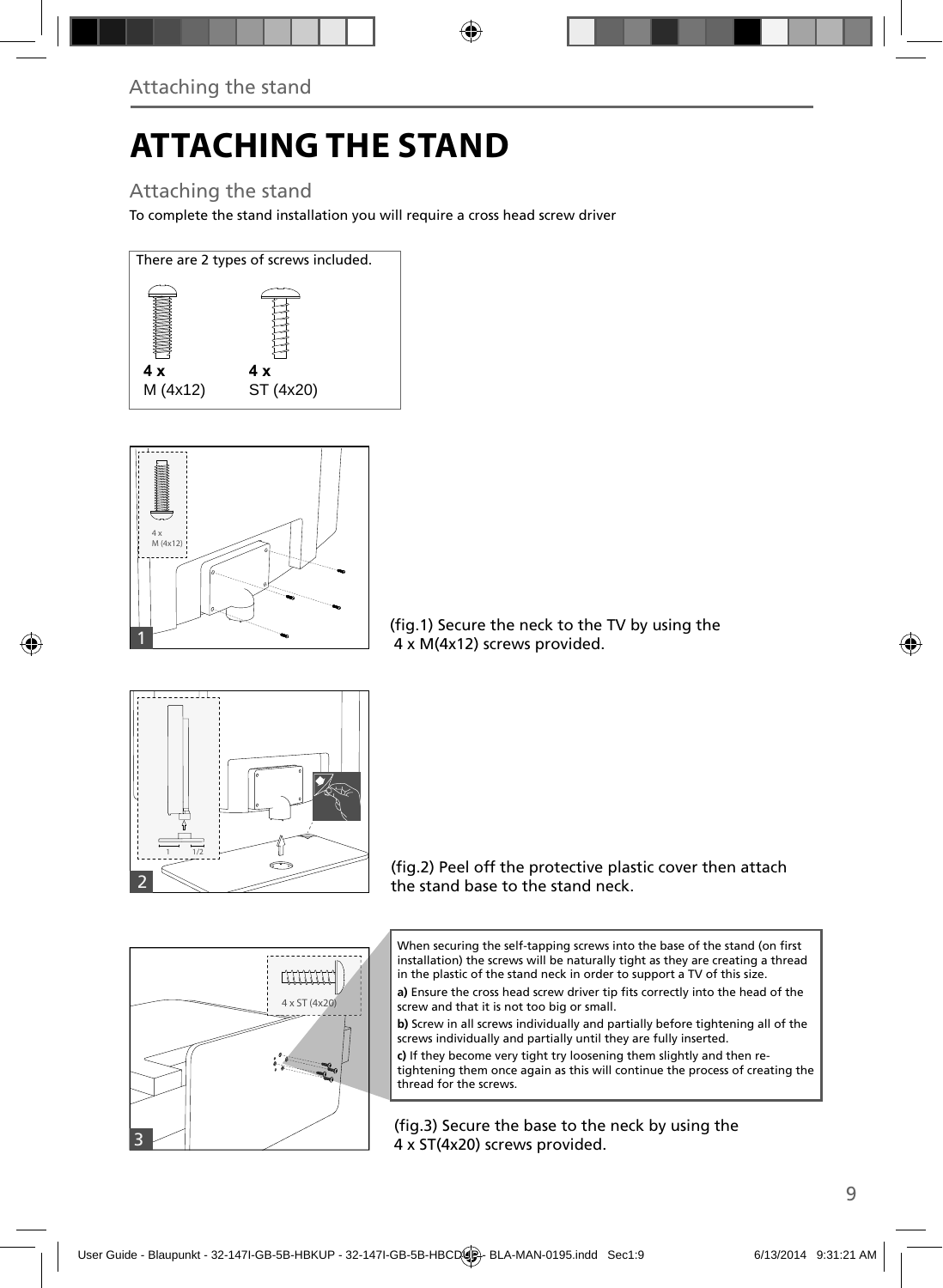# ATTACHING THE STAND

## Attaching the stand

To complete the stand installation you will require a cross head screw driver

There are 2 types of screws included.

**4 x** M (4x12)

**4 x** ST (4x20)

(fig.1) Secure the neck to the TV by using the 4 x M(4x12) screws provided.

(fig.2) Peel off the protective plastic cover then attach the stand base to the stand neck.

When securing the self-tapping screws into the base of the stand (on first installation) the screws will be naturally tight as they are creating a thread in the plastic of the stand neck in order to support a TV of this size.

**a)** Ensure the cross head screw driver tip fits correctly into the head of the screw and that it is not too big or small.

**b)** Screw in all screws individually and partially before tightening all of the screws individually and partially until they are fully inserted.

**c)** If they become very tight try loosening them slightly and then re-tightening them once again as this will continue the process of creating the thread for the screws.

(fig.3) Secure the base to the neck by using the 4 x ST(4x20) screws provided.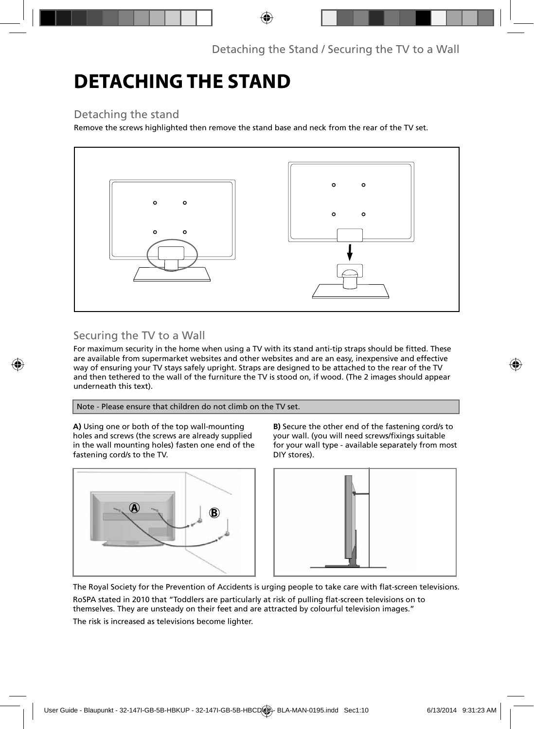# DETACHING THE STAND

## Detaching the stand

Remove the screws highlighted then remove the stand base and neck from the rear of the TV set.

## Securing the TV to a Wall

For maximum security in the home when using a TV with its stand anti-tip straps should be fitted. These are available from supermarket websites and other websites and are an easy, inexpensive and effective way of ensuring your TV stays safely upright. Straps are designed to be attached to the rear of the TV and then tethered to the wall of the furniture the TV is stood on, if wood. (The 2 images should appear underneath this text).

Note - Please ensure that children do not climb on the TV set.

**A)** Using one or both of the top wall-mounting holes and screws (the screws are already supplied in the wall mounting holes) fasten one end of the fastening cord/s to the TV.

**B)** Secure the other end of the fastening cord/s to your wall. (you will need screws/fixings suitable for your wall type - available separately from most DIY stores).

The Royal Society for the Prevention of Accidents is urging people to take care with flat-screen televisions.

RoSPA stated in 2010 that “Toddlers are particularly at risk of pulling flat-screen televisions on to themselves. They are unsteady on their feet and are attracted by colourful television images.”

The risk is increased as televisions become lighter.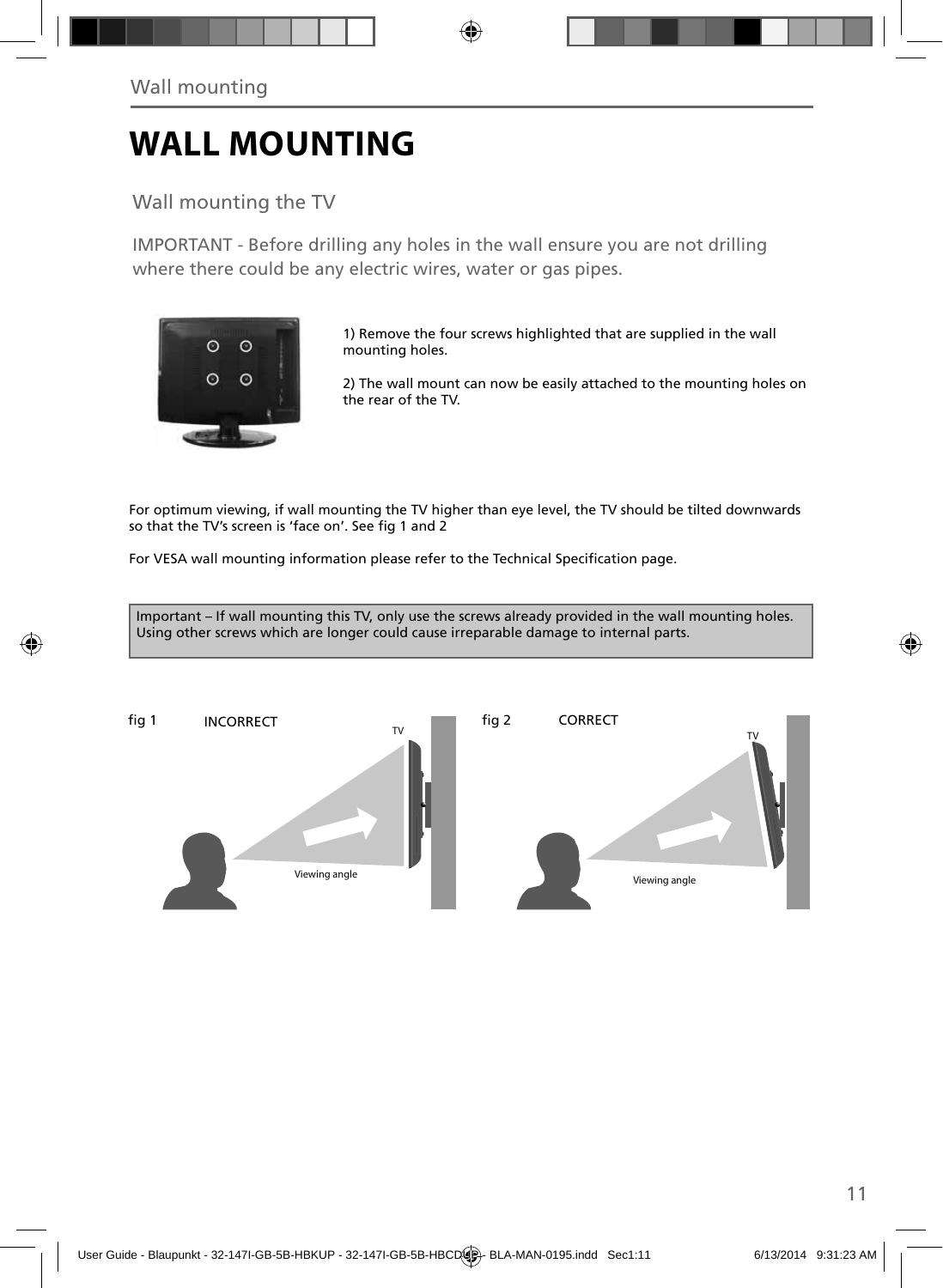# WALL MOUNTING

## Wall mounting the TV

IMPORTANT - Before drilling any holes in the wall ensure you are not drilling where there could be any electric wires, water or gas pipes.

1) Remove the four screws highlighted that are supplied in the wall mounting holes.

2) The wall mount can now be easily attached to the mounting holes on the rear of the TV.

For optimum viewing, if wall mounting the TV higher than eye level, the TV should be tilted downwards so that the TV's screen is 'face on'. See fig 1 and 2

For VESA wall mounting information please refer to the Technical Specification page.

> Important – If wall mounting this TV, only use the screws already provided in the wall mounting holes. Using other screws which are longer could cause irreparable damage to internal parts.

fig 1 INCORRECT

TV

Viewing angle

fig 2 CORRECT

TV

Viewing angle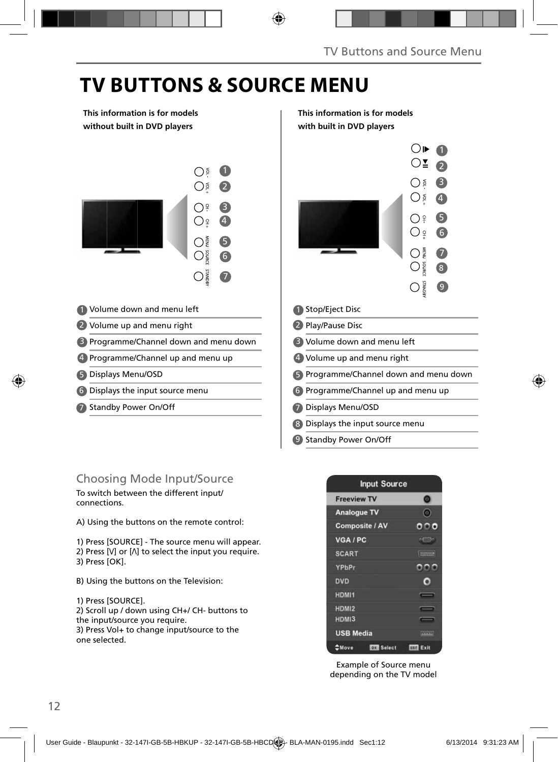# TV BUTTONS & SOURCE MENU

**This information is for models without built in DVD players**

1. Volume down and menu left
2. Volume up and menu right
3. Programme/Channel down and menu down
4. Programme/Channel up and menu up
5. Displays Menu/OSD
6. Displays the input source menu
7. Standby Power On/Off

**This information is for models with built in DVD players**

1. Stop/Eject Disc
2. Play/Pause Disc
3. Volume down and menu left
4. Volume up and menu right
5. Programme/Channel down and menu down
6. Programme/Channel up and menu up
7. Displays Menu/OSD
8. Displays the input source menu
9. Standby Power On/Off

## Choosing Mode Input/Source

To switch between the different input/ connections.

A) Using the buttons on the remote control:

1) Press [SOURCE] - The source menu will appear.
2) Press [V] or [Λ] to select the input you require.
3) Press [OK].

B) Using the buttons on the Television:

1) Press [SOURCE].
2) Scroll up / down using CH+/ CH- buttons to the input/source you require.
3) Press Vol+ to change input/source to the one selected.

**Input Source**

- Freeview TV
- Analogue TV
- Composite / AV
- VGA / PC
- SCART
- YPbPr
- DVD
- HDMI1
- HDMI2
- HDMI3
- USB Media

Move | OK Select | EXIT Exit

Example of Source menu depending on the TV model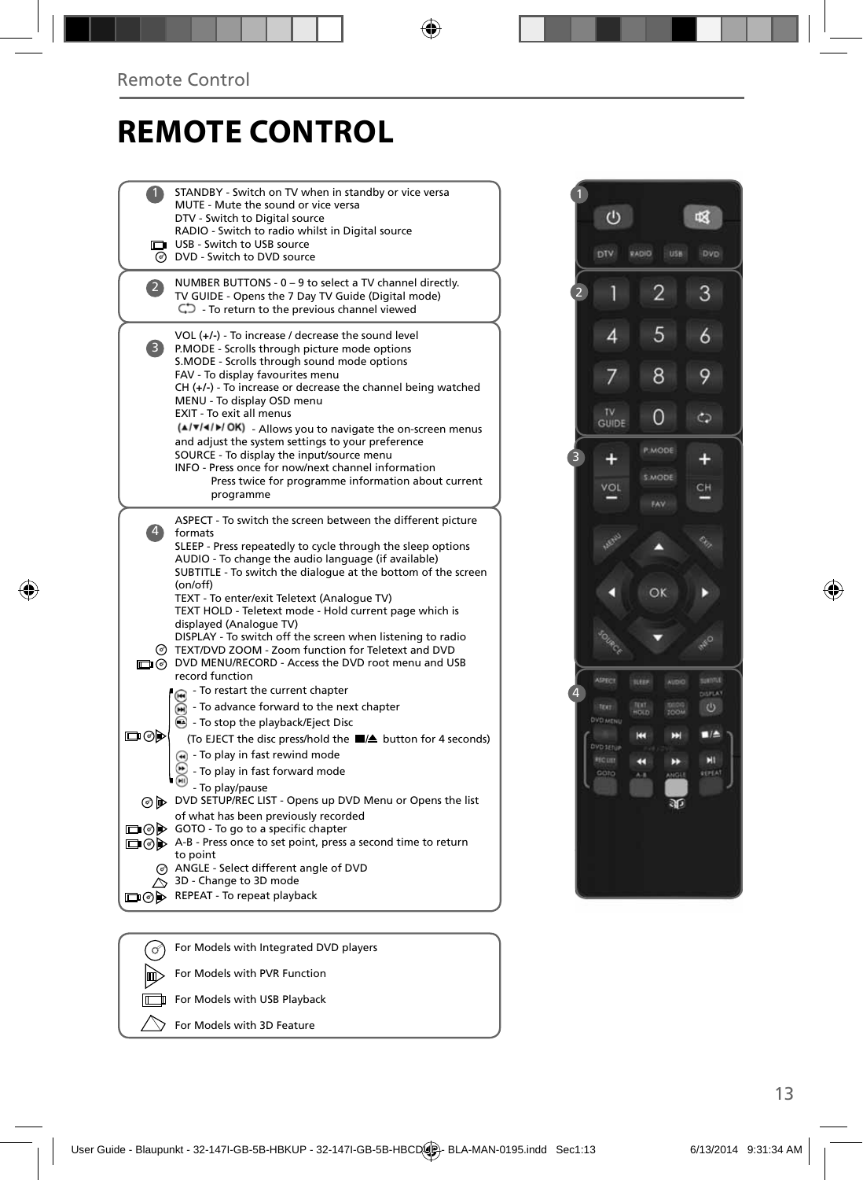# REMOTE CONTROL

**1**

- STANDBY - Switch on TV when in standby or vice versa
- MUTE - Mute the sound or vice versa
- DTV - Switch to Digital source
- RADIO - Switch to radio whilst in Digital source
- USB - Switch to USB source
- DVD - Switch to DVD source

**2**

- NUMBER BUTTONS - 0 – 9 to select a TV channel directly.
- TV GUIDE - Opens the 7 Day TV Guide (Digital mode)
- ⟲ - To return to the previous channel viewed

**3**

- VOL (+/-) - To increase / decrease the sound level
- P.MODE - Scrolls through picture mode options
- S.MODE - Scrolls through sound mode options
- FAV - To display favourites menu
- CH (+/-) - To increase or decrease the channel being watched
- MENU - To display OSD menu
- EXIT - To exit all menus
- (▲/▼/◄/►/ OK) - Allows you to navigate the on-screen menus and adjust the system settings to your preference
- SOURCE - To display the input/source menu
- INFO - Press once for now/next channel information
  Press twice for programme information about current programme

**4**

- ASPECT - To switch the screen between the different picture formats
- SLEEP - Press repeatedly to cycle through the sleep options
- AUDIO - To change the audio language (if available)
- SUBTITLE - To switch the dialogue at the bottom of the screen (on/off)
- TEXT - To enter/exit Teletext (Analogue TV)
- TEXT HOLD - Teletext mode - Hold current page which is displayed (Analogue TV)
- DISPLAY - To switch off the screen when listening to radio
- TEXT/DVD ZOOM - Zoom function for Teletext and DVD
- DVD MENU/RECORD - Access the DVD root menu and USB record function
- ⏮ - To restart the current chapter
- ⏭ - To advance forward to the next chapter
- ■/⏏ - To stop the playback/Eject Disc
  (To EJECT the disc press/hold the ■/⏏ button for 4 seconds)
- ⏪ - To play in fast rewind mode
- ⏩ - To play in fast forward mode
- ⏯ - To play/pause
- DVD SETUP/REC LIST - Opens up DVD Menu or Opens the list of what has been previously recorded
- GOTO - To go to a specific chapter
- A-B - Press once to set point, press a second time to return to point
- ANGLE - Select different angle of DVD
- 3D - Change to 3D mode
- REPEAT - To repeat playback

---

- For Models with Integrated DVD players
- For Models with PVR Function
- For Models with USB Playback
- For Models with 3D Feature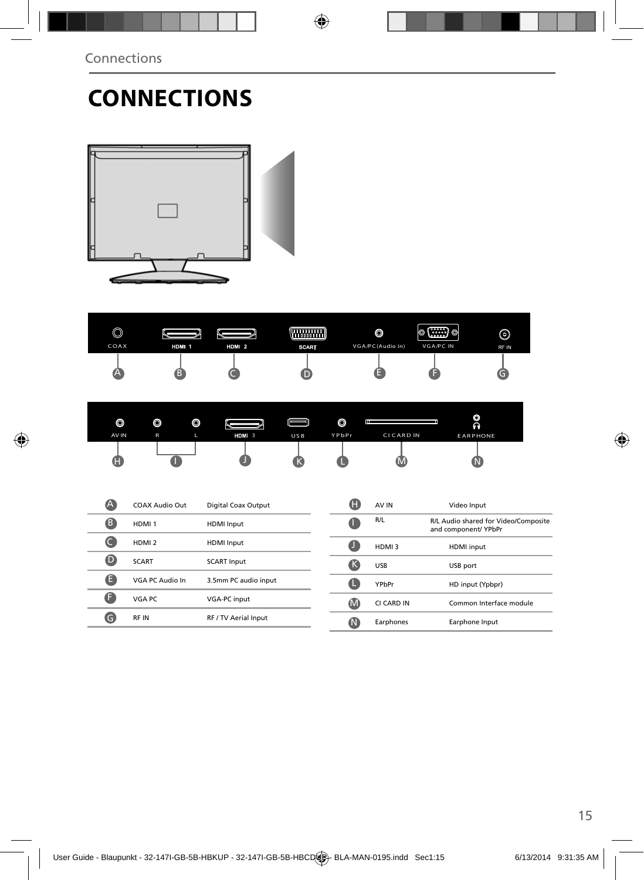# CONNECTIONS

| | | |
|---|---|---|
| A | COAX Audio Out | Digital Coax Output |
| B | HDMI 1 | HDMI Input |
| C | HDMI 2 | HDMI Input |
| D | SCART | SCART Input |
| E | VGA PC Audio In | 3.5mm PC audio input |
| F | VGA PC | VGA-PC input |
| G | RF IN | RF / TV Aerial Input |

| | | |
|---|---|---|
| H | AV IN | Video Input |
| I | R/L | R/L Audio shared for Video/Composite and component/ YPbPr |
| J | HDMI 3 | HDMI input |
| K | USB | USB port |
| L | YPbPr | HD input (Ypbpr) |
| M | CI CARD IN | Common Interface module |
| N | Earphones | Earphone Input |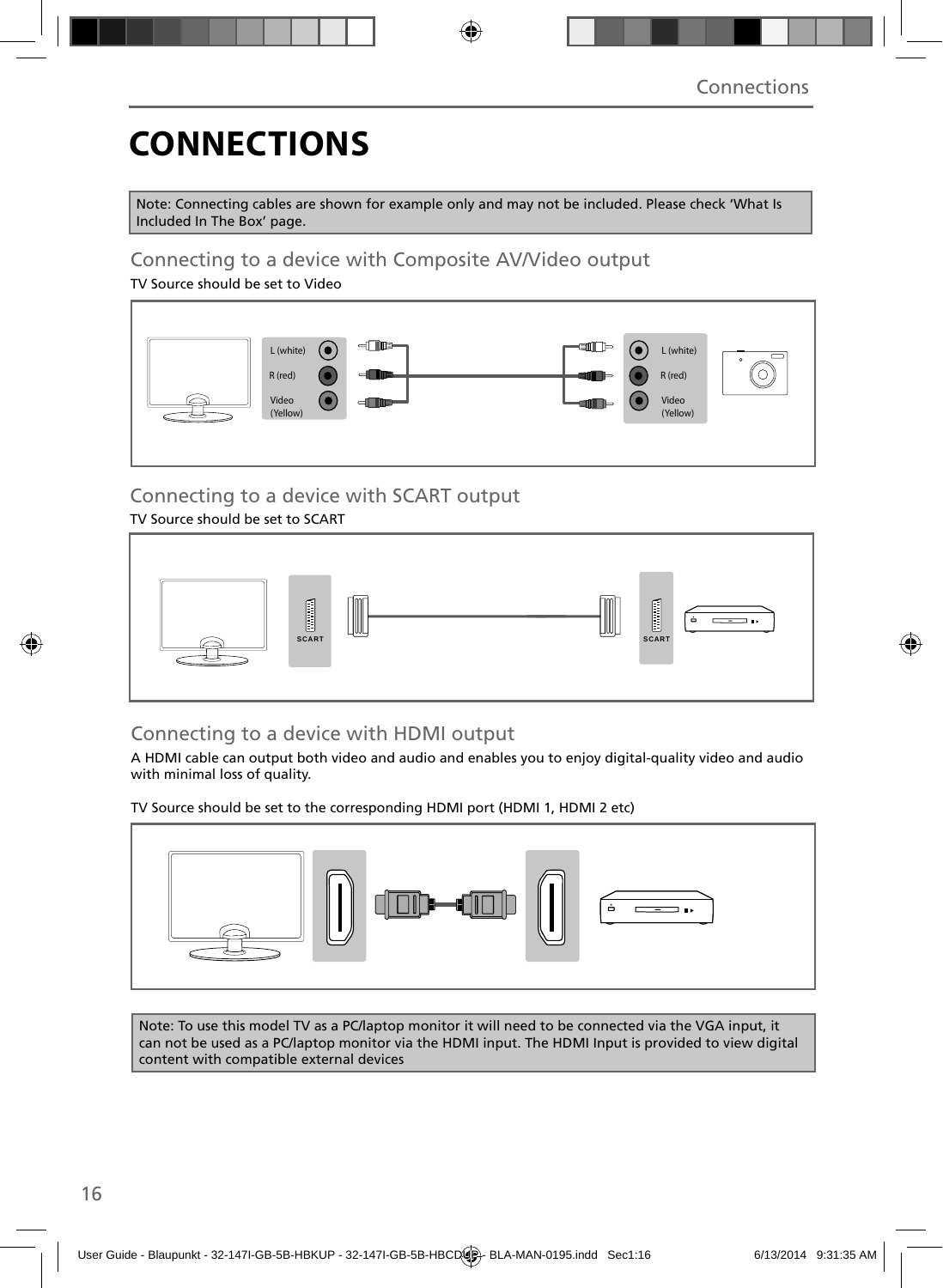# CONNECTIONS

Note: Connecting cables are shown for example only and may not be included. Please check 'What Is Included In The Box' page.

## Connecting to a device with Composite AV/Video output

TV Source should be set to Video

L (white)
R (red)
Video (Yellow)

L (white)
R (red)
Video (Yellow)

## Connecting to a device with SCART output

TV Source should be set to SCART

SCART

SCART

## Connecting to a device with HDMI output

A HDMI cable can output both video and audio and enables you to enjoy digital-quality video and audio with minimal loss of quality.

TV Source should be set to the corresponding HDMI port (HDMI 1, HDMI 2 etc)

Note: To use this model TV as a PC/laptop monitor it will need to be connected via the VGA input, it can not be used as a PC/laptop monitor via the HDMI input. The HDMI Input is provided to view digital content with compatible external devices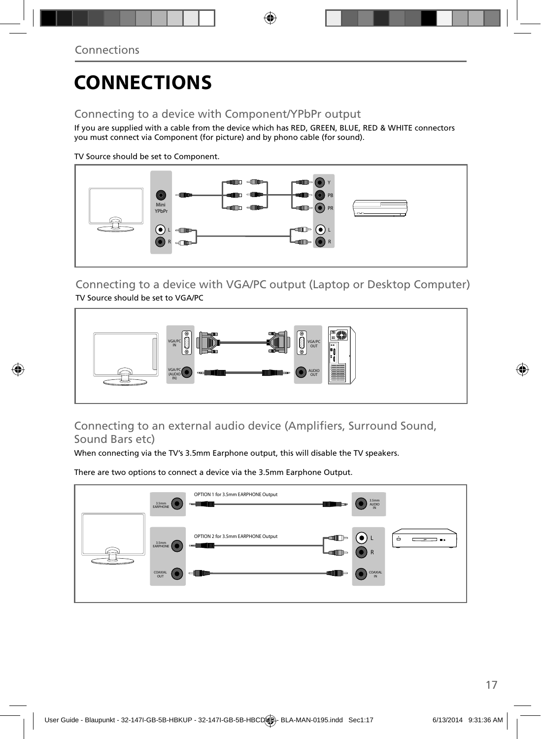# CONNECTIONS

## Connecting to a device with Component/YPbPr output

If you are supplied with a cable from the device which has RED, GREEN, BLUE, RED & WHITE connectors you must connect via Component (for picture) and by phono cable (for sound).

TV Source should be set to Component.

Mini YPbPr
L
R
Y
PB
PR
L
R

## Connecting to a device with VGA/PC output (Laptop or Desktop Computer)

TV Source should be set to VGA/PC

VGA/PC IN
VGA/PC (AUDIO IN)
VGA/PC OUT
AUDIO OUT

## Connecting to an external audio device (Amplifiers, Surround Sound, Sound Bars etc)

When connecting via the TV's 3.5mm Earphone output, this will disable the TV speakers.

There are two options to connect a device via the 3.5mm Earphone Output.

OPTION 1 for 3.5mm EARPHONE Output
3.5mm EARPHONE
3.5mm AUDIO IN

OPTION 2 for 3.5mm EARPHONE Output
3.5mm EARPHONE
L
R
COAXIAL OUT
COAXIAL IN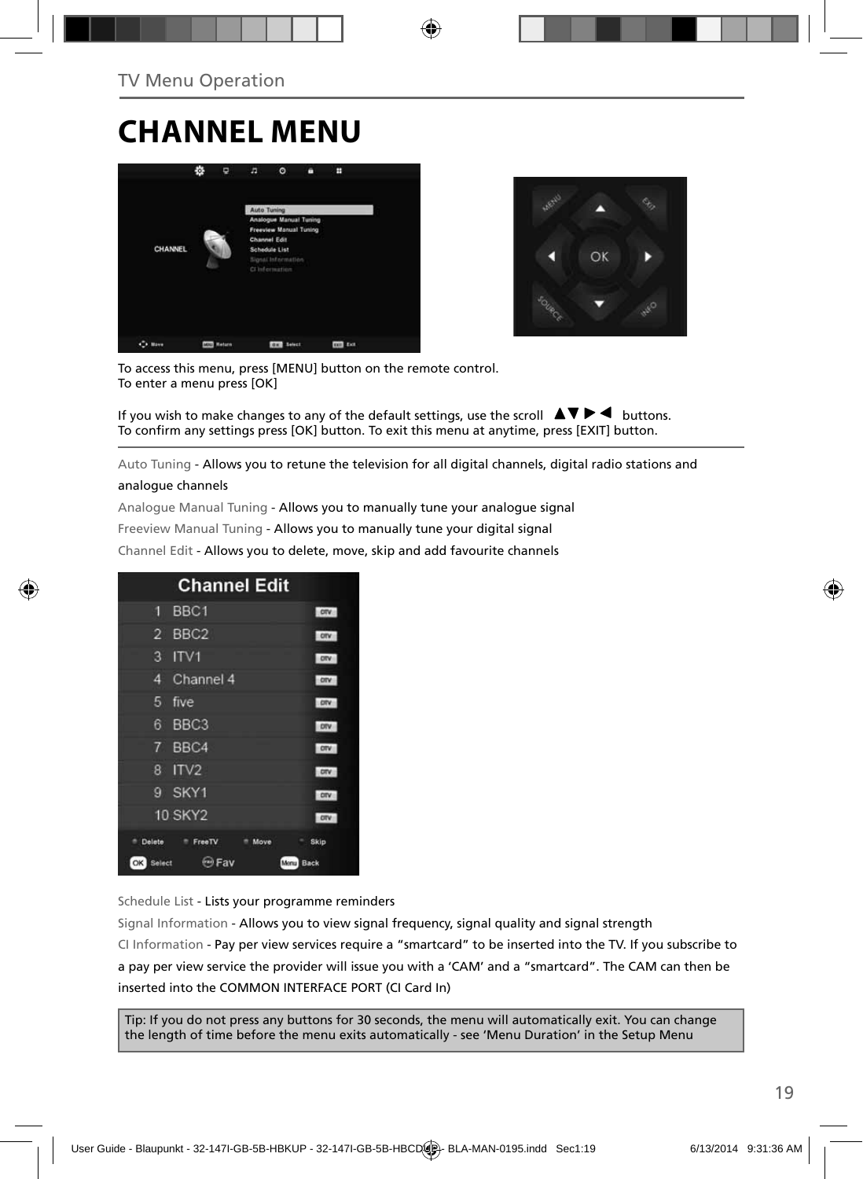TV Menu Operation

# CHANNEL MENU

To access this menu, press [MENU] button on the remote control.
To enter a menu press [OK]

If you wish to make changes to any of the default settings, use the scroll ▲▼ ▶ ◀ buttons.
To confirm any settings press [OK] button. To exit this menu at anytime, press [EXIT] button.

Auto Tuning - Allows you to retune the television for all digital channels, digital radio stations and analogue channels

Analogue Manual Tuning - Allows you to manually tune your analogue signal

Freeview Manual Tuning - Allows you to manually tune your digital signal

Channel Edit - Allows you to delete, move, skip and add favourite channels

Schedule List - Lists your programme reminders

Signal Information - Allows you to view signal frequency, signal quality and signal strength

CI Information - Pay per view services require a "smartcard" to be inserted into the TV. If you subscribe to a pay per view service the provider will issue you with a 'CAM' and a "smartcard". The CAM can then be inserted into the COMMON INTERFACE PORT (CI Card In)

Tip: If you do not press any buttons for 30 seconds, the menu will automatically exit. You can change the length of time before the menu exits automatically - see 'Menu Duration' in the Setup Menu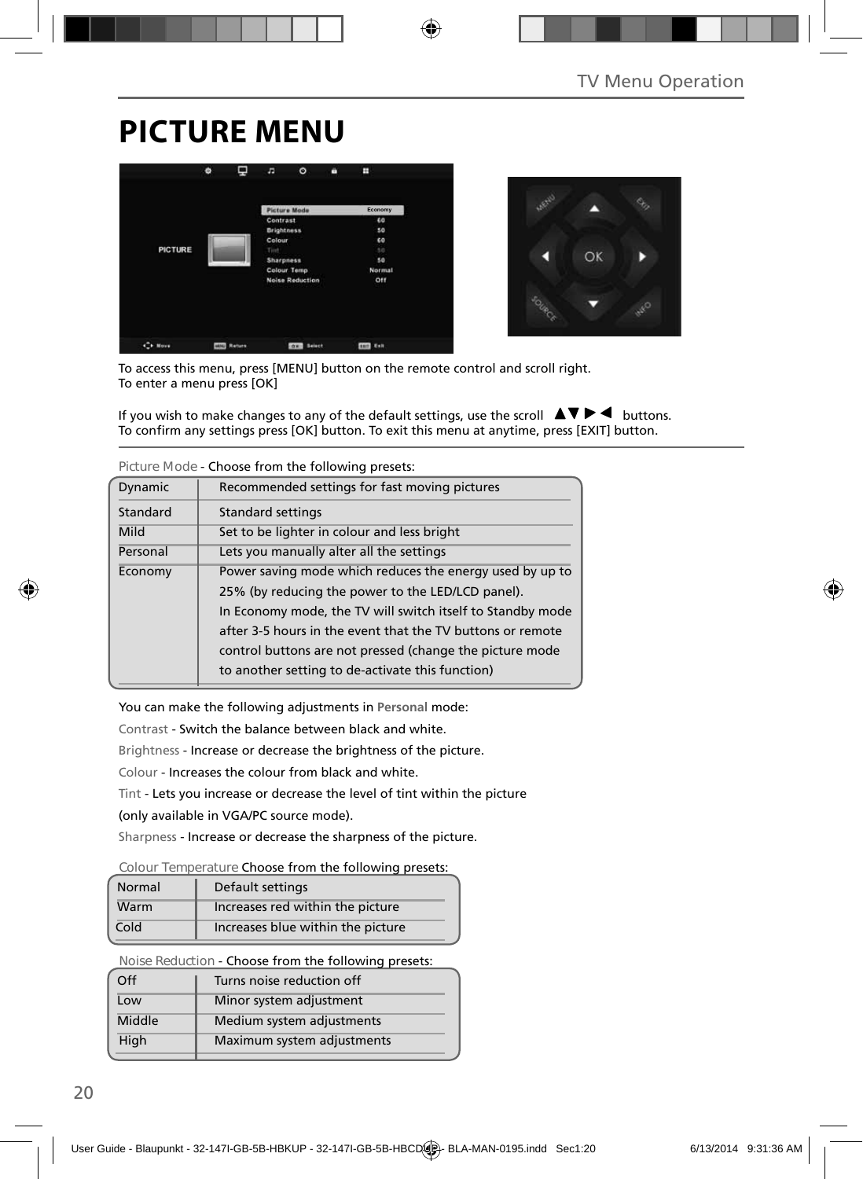# PICTURE MENU

To access this menu, press [MENU] button on the remote control and scroll right.
To enter a menu press [OK]

If you wish to make changes to any of the default settings, use the scroll ▲▼▶◀ buttons.
To confirm any settings press [OK] button. To exit this menu at anytime, press [EXIT] button.

Picture Mode - Choose from the following presets:

| | |
|---|---|
| Dynamic | Recommended settings for fast moving pictures |
| Standard | Standard settings |
| Mild | Set to be lighter in colour and less bright |
| Personal | Lets you manually alter all the settings |
| Economy | Power saving mode which reduces the energy used by up to 25% (by reducing the power to the LED/LCD panel). In Economy mode, the TV will switch itself to Standby mode after 3-5 hours in the event that the TV buttons or remote control buttons are not pressed (change the picture mode to another setting to de-activate this function) |

You can make the following adjustments in **Personal** mode:

Contrast - Switch the balance between black and white.

Brightness - Increase or decrease the brightness of the picture.

Colour - Increases the colour from black and white.

Tint - Lets you increase or decrease the level of tint within the picture (only available in VGA/PC source mode).

Sharpness - Increase or decrease the sharpness of the picture.

Colour Temperature Choose from the following presets:

| | |
|---|---|
| Normal | Default settings |
| Warm | Increases red within the picture |
| Cold | Increases blue within the picture |

Noise Reduction - Choose from the following presets:

| | |
|---|---|
| Off | Turns noise reduction off |
| Low | Minor system adjustment |
| Middle | Medium system adjustments |
| High | Maximum system adjustments |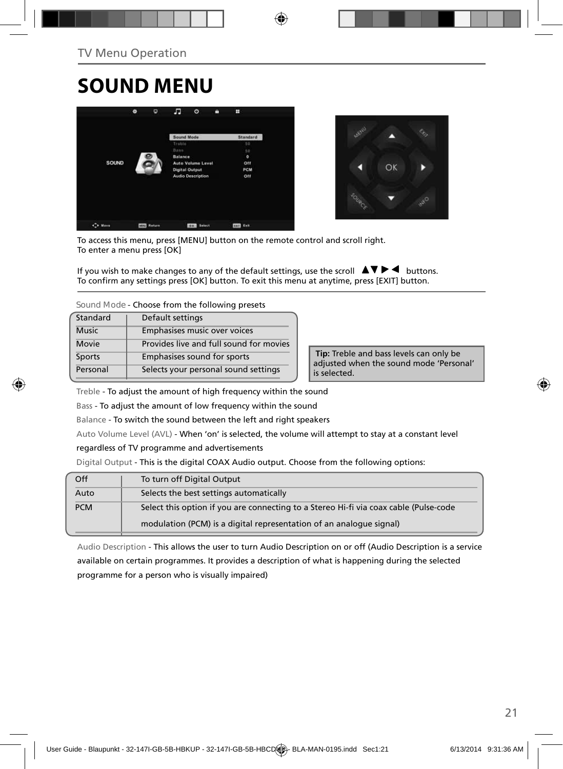TV Menu Operation

# SOUND MENU

To access this menu, press [MENU] button on the remote control and scroll right.
To enter a menu press [OK]

If you wish to make changes to any of the default settings, use the scroll ▲▼▶◀ buttons.
To confirm any settings press [OK] button. To exit this menu at anytime, press [EXIT] button.

Sound Mode - Choose from the following presets

| Standard | Default settings |
|---|---|
| Music | Emphasises music over voices |
| Movie | Provides live and full sound for movies |
| Sports | Emphasises sound for sports |
| Personal | Selects your personal sound settings |

**Tip:** Treble and bass levels can only be adjusted when the sound mode 'Personal' is selected.

Treble - To adjust the amount of high frequency within the sound

Bass - To adjust the amount of low frequency within the sound

Balance - To switch the sound between the left and right speakers

Auto Volume Level (AVL) - When 'on' is selected, the volume will attempt to stay at a constant level regardless of TV programme and advertisements

Digital Output - This is the digital COAX Audio output. Choose from the following options:

| Off | To turn off Digital Output |
|---|---|
| Auto | Selects the best settings automatically |
| PCM | Select this option if you are connecting to a Stereo Hi-fi via coax cable (Pulse-code modulation (PCM) is a digital representation of an analogue signal) |

Audio Description - This allows the user to turn Audio Description on or off (Audio Description is a service available on certain programmes. It provides a description of what is happening during the selected programme for a person who is visually impaired)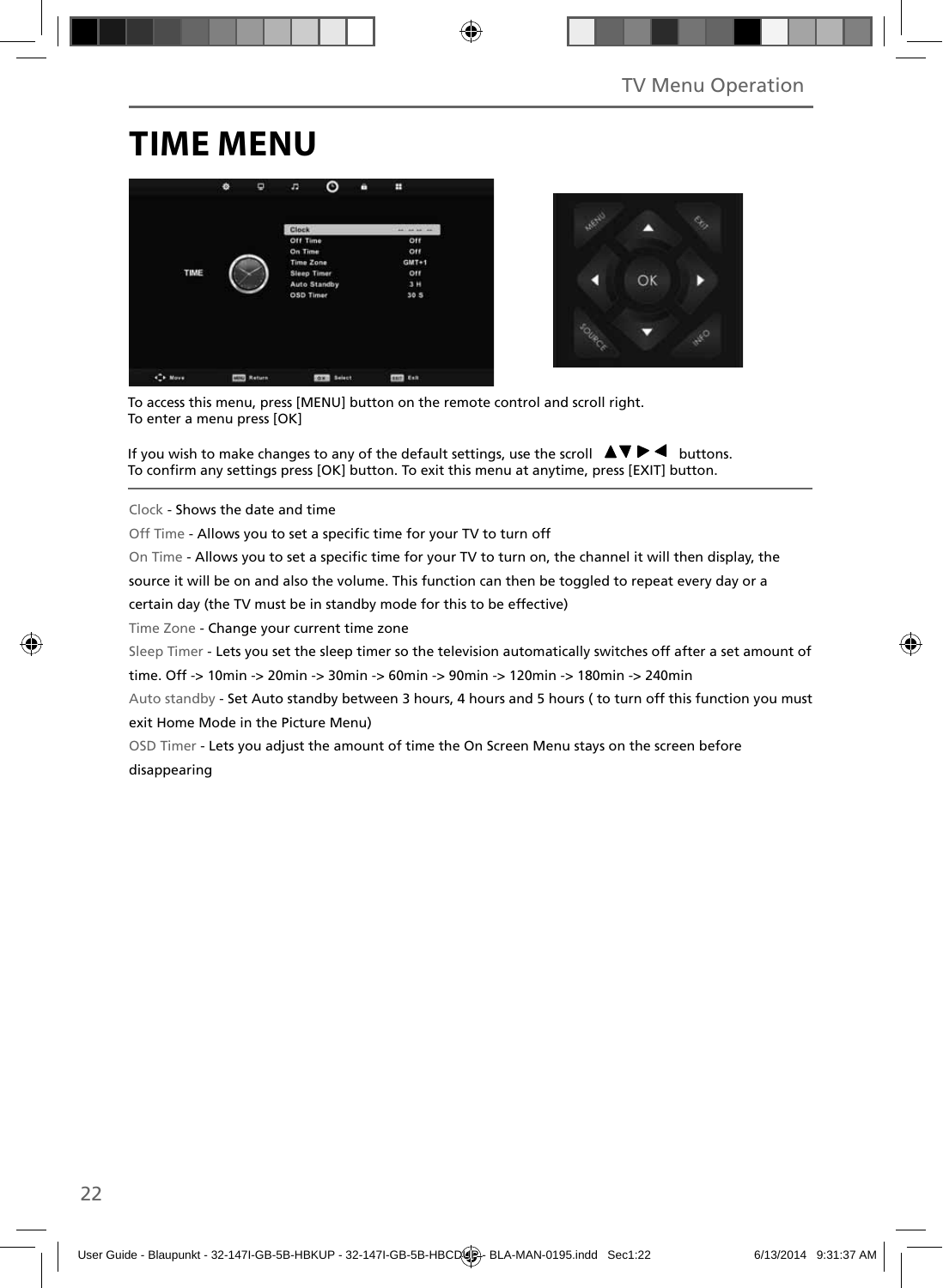# TIME MENU

To access this menu, press [MENU] button on the remote control and scroll right.
To enter a menu press [OK]

If you wish to make changes to any of the default settings, use the scroll ▲▼▶◀ buttons.
To confirm any settings press [OK] button. To exit this menu at anytime, press [EXIT] button.

Clock - Shows the date and time

Off Time - Allows you to set a specific time for your TV to turn off

On Time - Allows you to set a specific time for your TV to turn on, the channel it will then display, the source it will be on and also the volume. This function can then be toggled to repeat every day or a certain day (the TV must be in standby mode for this to be effective)

Time Zone - Change your current time zone

Sleep Timer - Lets you set the sleep timer so the television automatically switches off after a set amount of time. Off -> 10min -> 20min -> 30min -> 60min -> 90min -> 120min -> 180min -> 240min

Auto standby - Set Auto standby between 3 hours, 4 hours and 5 hours ( to turn off this function you must exit Home Mode in the Picture Menu)

OSD Timer - Lets you adjust the amount of time the On Screen Menu stays on the screen before disappearing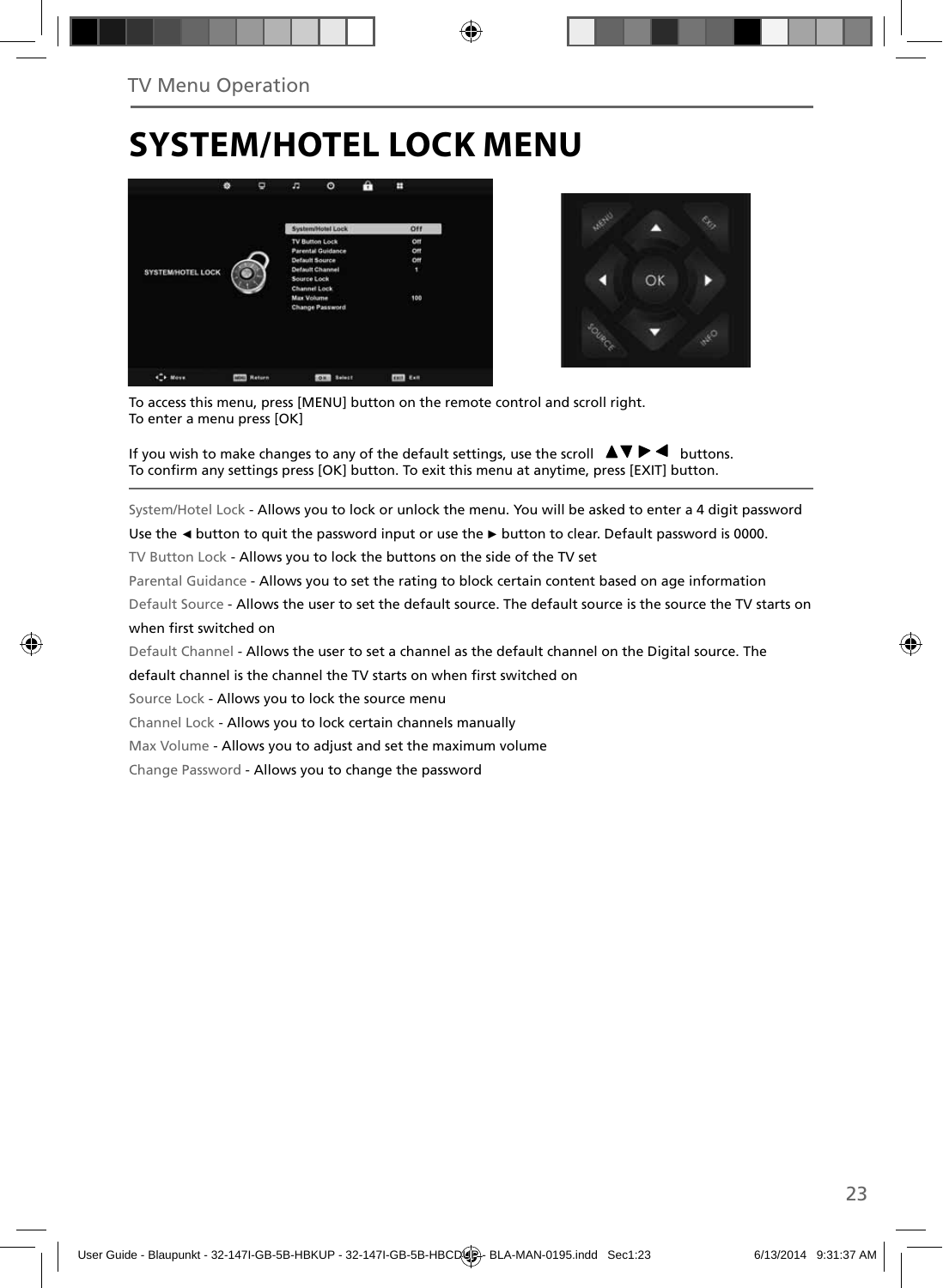# SYSTEM/HOTEL LOCK MENU

To access this menu, press [MENU] button on the remote control and scroll right.
To enter a menu press [OK]

If you wish to make changes to any of the default settings, use the scroll ▲▼ ▶ ◀ buttons.
To confirm any settings press [OK] button. To exit this menu at anytime, press [EXIT] button.

System/Hotel Lock - Allows you to lock or unlock the menu. You will be asked to enter a 4 digit password Use the ◄ button to quit the password input or use the ► button to clear. Default password is 0000.

TV Button Lock - Allows you to lock the buttons on the side of the TV set

Parental Guidance - Allows you to set the rating to block certain content based on age information

Default Source - Allows the user to set the default source. The default source is the source the TV starts on when first switched on

Default Channel - Allows the user to set a channel as the default channel on the Digital source. The default channel is the channel the TV starts on when first switched on

Source Lock - Allows you to lock the source menu

Channel Lock - Allows you to lock certain channels manually

Max Volume - Allows you to adjust and set the maximum volume

Change Password - Allows you to change the password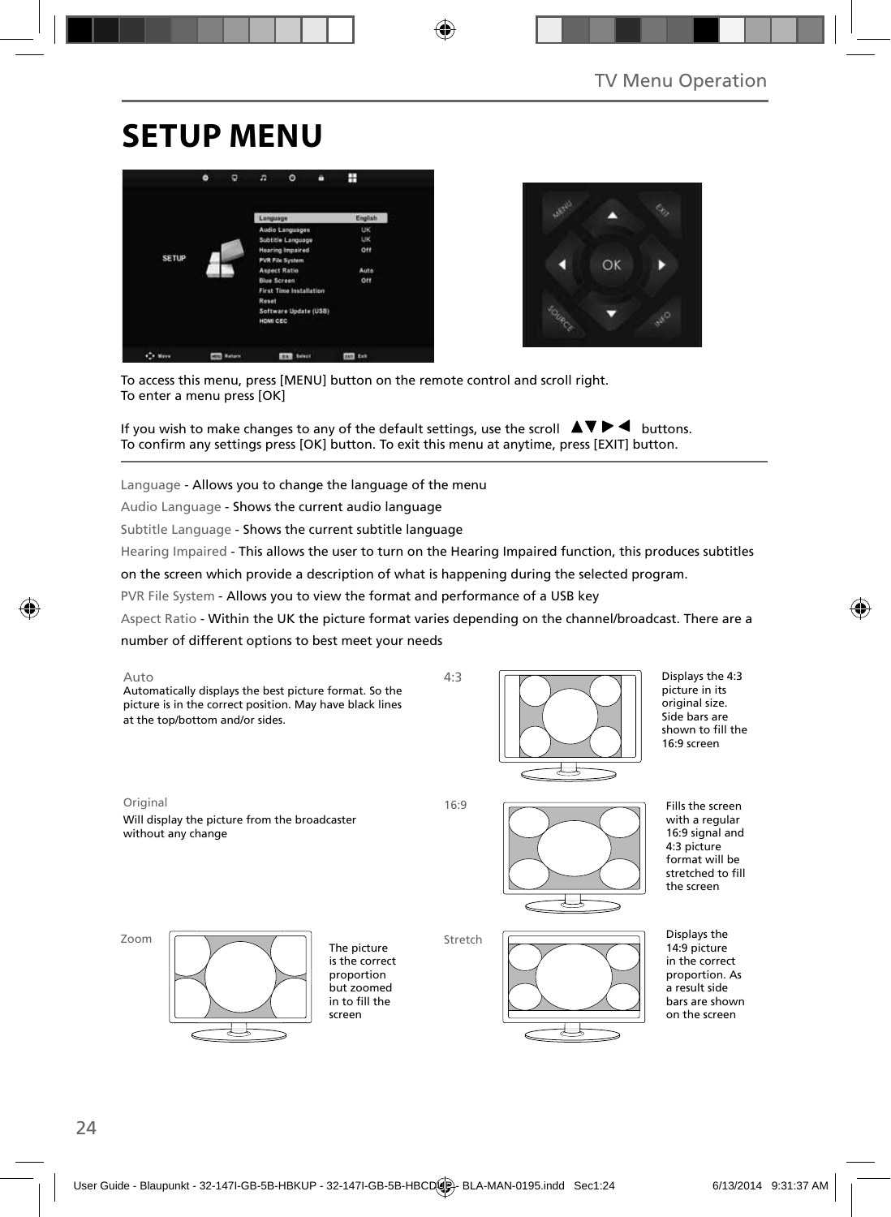# SETUP MENU

To access this menu, press [MENU] button on the remote control and scroll right.
To enter a menu press [OK]

If you wish to make changes to any of the default settings, use the scroll ▲▼▶◀ buttons.
To confirm any settings press [OK] button. To exit this menu at anytime, press [EXIT] button.

Language - Allows you to change the language of the menu

Audio Language - Shows the current audio language

Subtitle Language - Shows the current subtitle language

Hearing Impaired - This allows the user to turn on the Hearing Impaired function, this produces subtitles on the screen which provide a description of what is happening during the selected program.

PVR File System - Allows you to view the format and performance of a USB key

Aspect Ratio - Within the UK the picture format varies depending on the channel/broadcast. There are a number of different options to best meet your needs

**Auto**
Automatically displays the best picture format. So the picture is in the correct position. May have black lines at the top/bottom and/or sides.

**4:3**
Displays the 4:3 picture in its original size. Side bars are shown to fill the 16:9 screen

**Original**
Will display the picture from the broadcaster without any change

**16:9**
Fills the screen with a regular 16:9 signal and 4:3 picture format will be stretched to fill the screen

**Zoom**
The picture is the correct proportion but zoomed in to fill the screen

**Stretch**
Displays the 14:9 picture in the correct proportion. As a result side bars are shown on the screen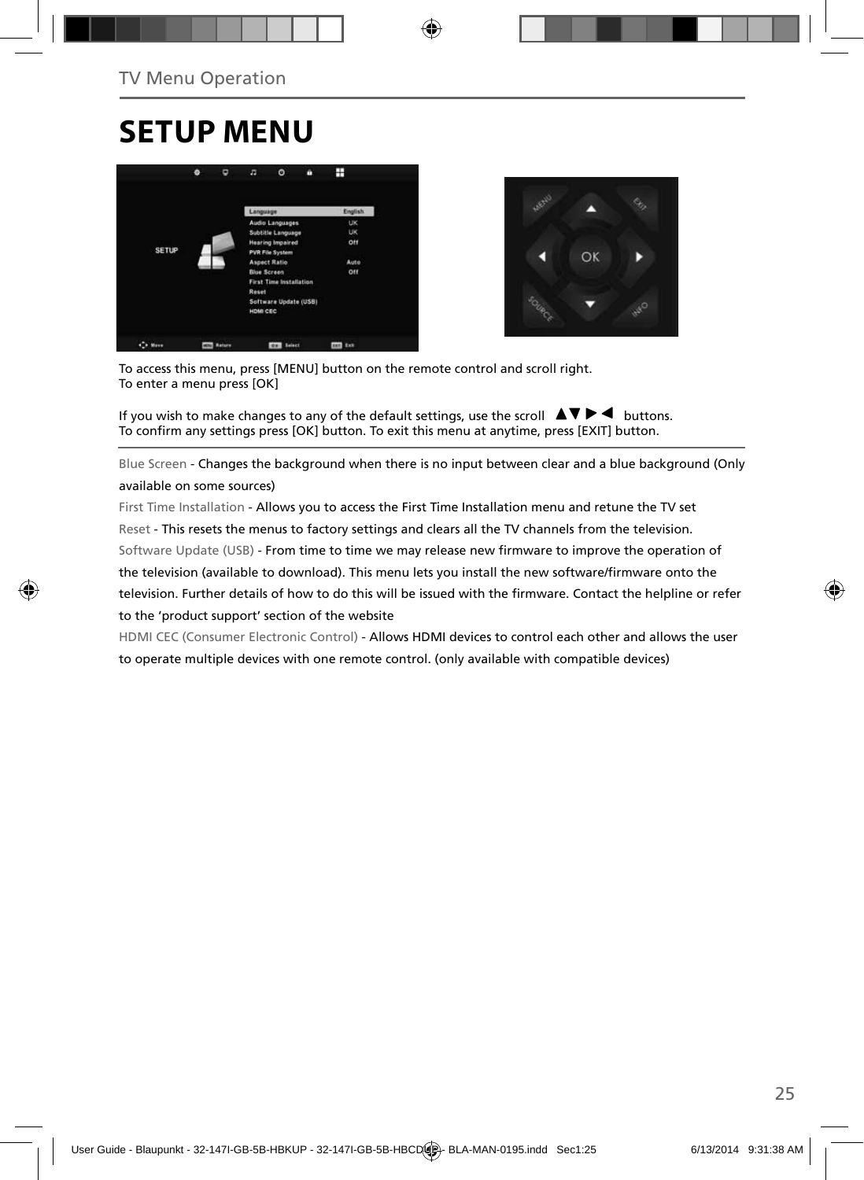# SETUP MENU

To access this menu, press [MENU] button on the remote control and scroll right.
To enter a menu press [OK]

If you wish to make changes to any of the default settings, use the scroll ▲▼▶◀ buttons.
To confirm any settings press [OK] button. To exit this menu at anytime, press [EXIT] button.

Blue Screen - Changes the background when there is no input between clear and a blue background (Only available on some sources)

First Time Installation - Allows you to access the First Time Installation menu and retune the TV set

Reset - This resets the menus to factory settings and clears all the TV channels from the television.

Software Update (USB) - From time to time we may release new firmware to improve the operation of the television (available to download). This menu lets you install the new software/firmware onto the television. Further details of how to do this will be issued with the firmware. Contact the helpline or refer to the 'product support' section of the website

HDMI CEC (Consumer Electronic Control) - Allows HDMI devices to control each other and allows the user to operate multiple devices with one remote control. (only available with compatible devices)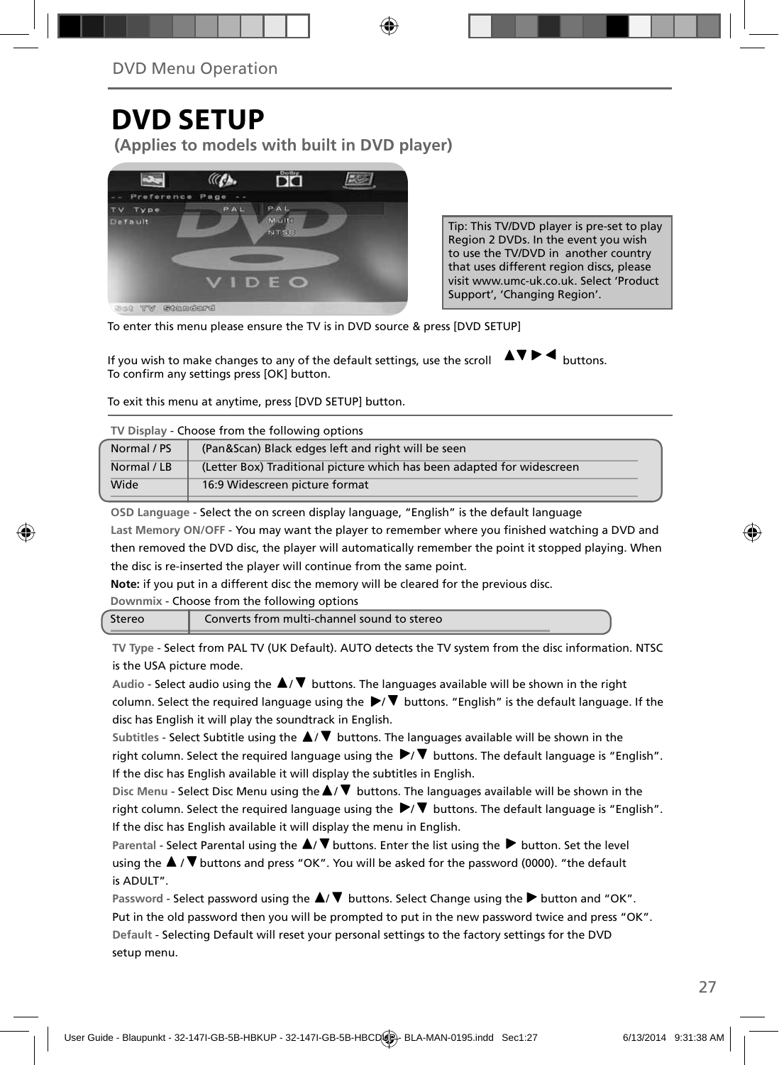DVD Menu Operation

# DVD SETUP

## (Applies to models with built in DVD player)

Tip: This TV/DVD player is pre-set to play Region 2 DVDs. In the event you wish to use the TV/DVD in another country that uses different region discs, please visit www.umc-uk.co.uk. Select 'Product Support', 'Changing Region'.

To enter this menu please ensure the TV is in DVD source & press [DVD SETUP]

If you wish to make changes to any of the default settings, use the scroll ▲▼▶◀ buttons.
To confirm any settings press [OK] button.

To exit this menu at anytime, press [DVD SETUP] button.

**TV Display** - Choose from the following options

| | |
|---|---|
| Normal / PS | (Pan&Scan) Black edges left and right will be seen |
| Normal / LB | (Letter Box) Traditional picture which has been adapted for widescreen |
| Wide | 16:9 Widescreen picture format |

**OSD Language** - Select the on screen display language, "English" is the default language

**Last Memory ON/OFF** - You may want the player to remember where you finished watching a DVD and then removed the DVD disc, the player will automatically remember the point it stopped playing. When the disc is re-inserted the player will continue from the same point.

**Note:** if you put in a different disc the memory will be cleared for the previous disc.

**Downmix** - Choose from the following options

| | |
|---|---|
| Stereo | Converts from multi-channel sound to stereo |

**TV Type** - Select from PAL TV (UK Default). AUTO detects the TV system from the disc information. NTSC is the USA picture mode.

**Audio** - Select audio using the ▲/▼ buttons. The languages available will be shown in the right column. Select the required language using the ▶/▼ buttons. "English" is the default language. If the disc has English it will play the soundtrack in English.

**Subtitles** - Select Subtitle using the ▲/▼ buttons. The languages available will be shown in the right column. Select the required language using the ▶/▼ buttons. The default language is "English". If the disc has English available it will display the subtitles in English.

**Disc Menu** - Select Disc Menu using the ▲/▼ buttons. The languages available will be shown in the right column. Select the required language using the ▶/▼ buttons. The default language is "English". If the disc has English available it will display the menu in English.

**Parental** - Select Parental using the ▲/▼ buttons. Enter the list using the ▶ button. Set the level using the ▲ / ▼ buttons and press "OK". You will be asked for the password (0000). "the default is ADULT".

**Password** - Select password using the ▲/▼ buttons. Select Change using the ▶ button and "OK". Put in the old password then you will be prompted to put in the new password twice and press "OK".

**Default** - Selecting Default will reset your personal settings to the factory settings for the DVD setup menu.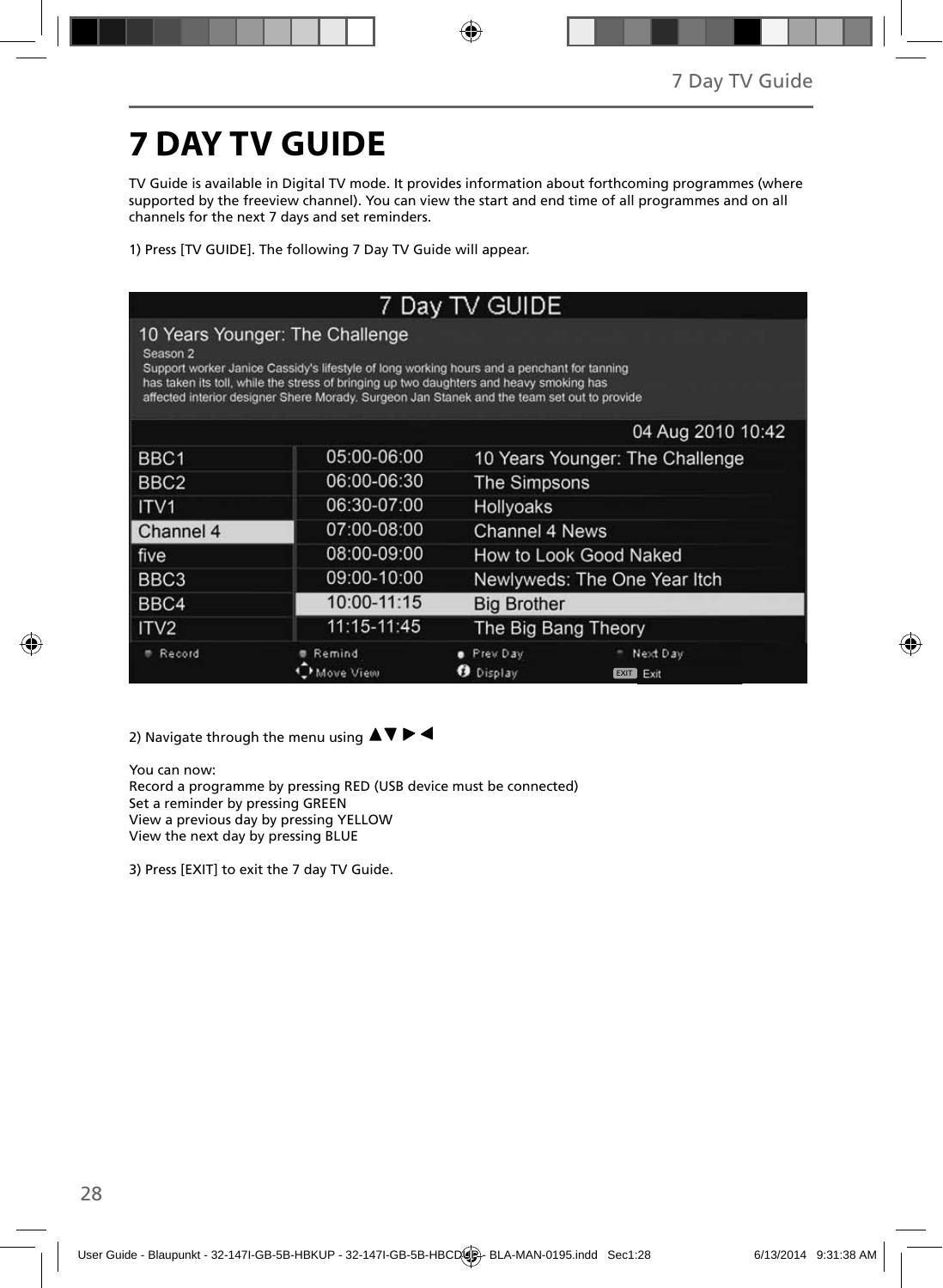# 7 DAY TV GUIDE

TV Guide is available in Digital TV mode. It provides information about forthcoming programmes (where supported by the freeview channel). You can view the start and end time of all programmes and on all channels for the next 7 days and set reminders.

1) Press [TV GUIDE]. The following 7 Day TV Guide will appear.

7 Day TV GUIDE

10 Years Younger: The Challenge

Season 2

Support worker Janice Cassidy's lifestyle of long working hours and a penchant for tanning has taken its toll, while the stress of bringing up two daughters and heavy smoking has affected interior designer Shere Morady. Surgeon Jan Stanek and the team set out to provide

04 Aug 2010 10:42

| Channel | Time | Programme |
|---|---|---|
| BBC1 | 05:00-06:00 | 10 Years Younger: The Challenge |
| BBC2 | 06:00-06:30 | The Simpsons |
| ITV1 | 06:30-07:00 | Hollyoaks |
| Channel 4 | 07:00-08:00 | Channel 4 News |
| five | 08:00-09:00 | How to Look Good Naked |
| BBC3 | 09:00-10:00 | Newlyweds: The One Year Itch |
| BBC4 | 10:00-11:15 | Big Brother |
| ITV2 | 11:15-11:45 | The Big Bang Theory |

Record | Remind | Prev Day | Next Day
Move View | Display | EXIT Exit

2) Navigate through the menu using ▲▼▶◀

You can now:
Record a programme by pressing RED (USB device must be connected)
Set a reminder by pressing GREEN
View a previous day by pressing YELLOW
View the next day by pressing BLUE

3) Press [EXIT] to exit the 7 day TV Guide.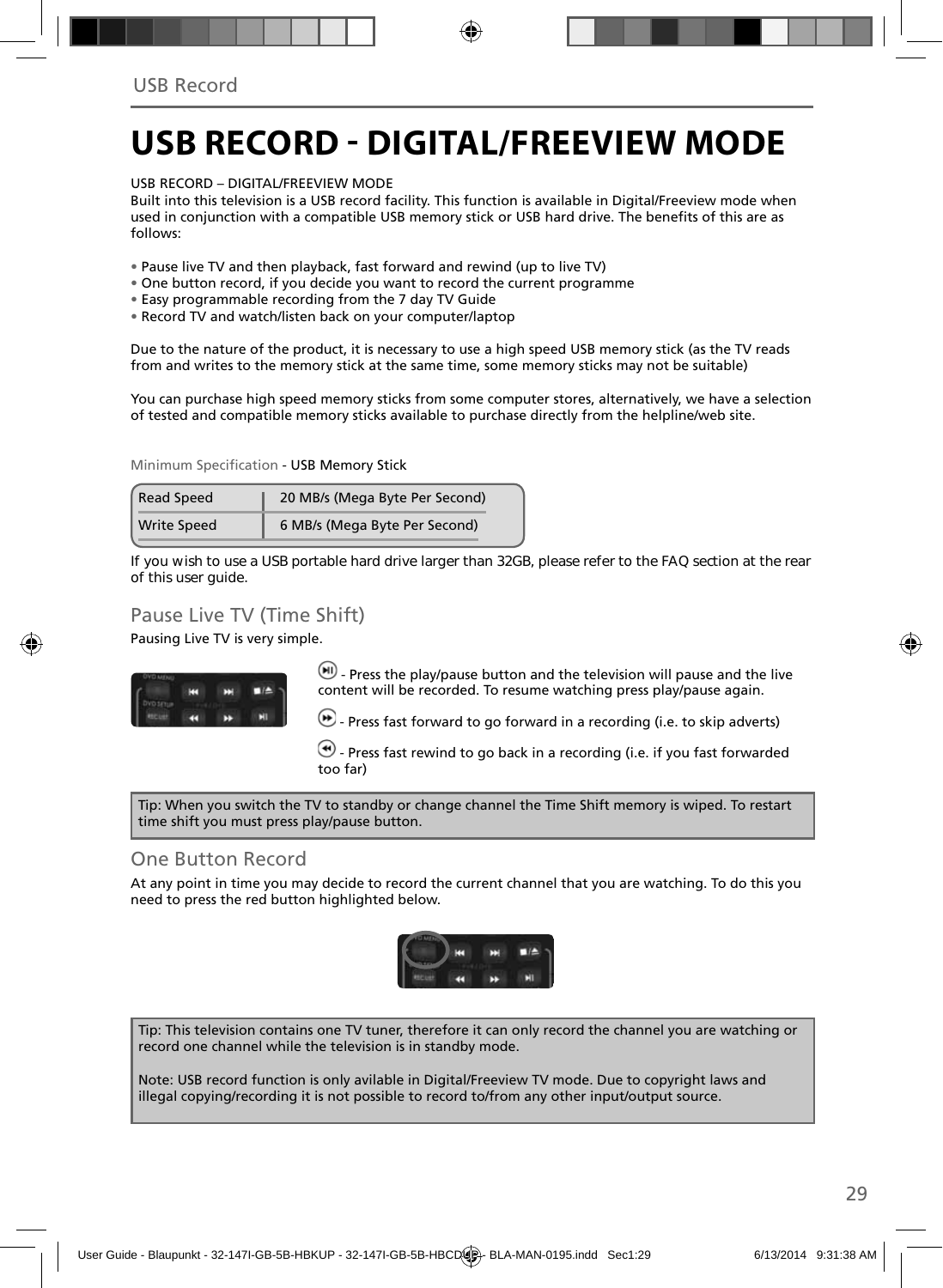# USB RECORD - DIGITAL/FREEVIEW MODE

USB RECORD – DIGITAL/FREEVIEW MODE
Built into this television is a USB record facility. This function is available in Digital/Freeview mode when used in conjunction with a compatible USB memory stick or USB hard drive. The benefits of this are as follows:

- Pause live TV and then playback, fast forward and rewind (up to live TV)
- One button record, if you decide you want to record the current programme
- Easy programmable recording from the 7 day TV Guide
- Record TV and watch/listen back on your computer/laptop

Due to the nature of the product, it is necessary to use a high speed USB memory stick (as the TV reads from and writes to the memory stick at the same time, some memory sticks may not be suitable)

You can purchase high speed memory sticks from some computer stores, alternatively, we have a selection of tested and compatible memory sticks available to purchase directly from the helpline/web site.

Minimum Specification - USB Memory Stick

| Read Speed | 20 MB/s (Mega Byte Per Second) |
|---|---|
| Write Speed | 6 MB/s (Mega Byte Per Second) |

If you wish to use a USB portable hard drive larger than 32GB, please refer to the FAQ section at the rear of this user guide.

## Pause Live TV (Time Shift)

Pausing Live TV is very simple.

- Press the play/pause button and the television will pause and the live content will be recorded. To resume watching press play/pause again.

- Press fast forward to go forward in a recording (i.e. to skip adverts)

- Press fast rewind to go back in a recording (i.e. if you fast forwarded too far)

Tip: When you switch the TV to standby or change channel the Time Shift memory is wiped. To restart time shift you must press play/pause button.

## One Button Record

At any point in time you may decide to record the current channel that you are watching. To do this you need to press the red button highlighted below.

Tip: This television contains one TV tuner, therefore it can only record the channel you are watching or record one channel while the television is in standby mode.

Note: USB record function is only avilable in Digital/Freeview TV mode. Due to copyright laws and illegal copying/recording it is not possible to record to/from any other input/output source.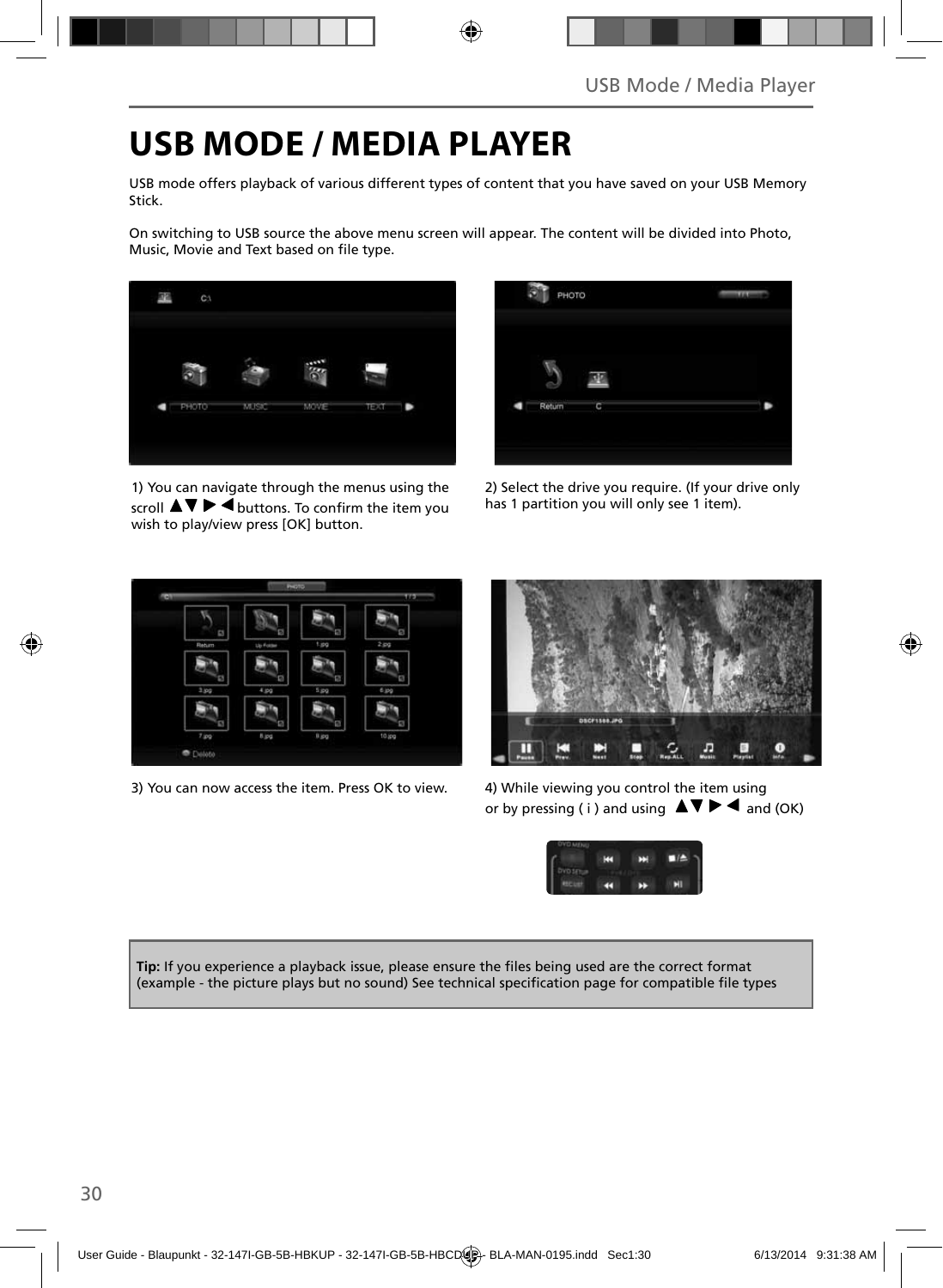# USB MODE / MEDIA PLAYER

USB mode offers playback of various different types of content that you have saved on your USB Memory Stick.

On switching to USB source the above menu screen will appear. The content will be divided into Photo, Music, Movie and Text based on file type.

1) You can navigate through the menus using the scroll ▲▼ ▶ ◀ buttons. To confirm the item you wish to play/view press [OK] button.

2) Select the drive you require. (If your drive only has 1 partition you will only see 1 item).

3) You can now access the item. Press OK to view.

4) While viewing you control the item using or by pressing ( i ) and using ▲▼ ▶ ◀ and (OK)

**Tip:** If you experience a playback issue, please ensure the files being used are the correct format (example - the picture plays but no sound) See technical specification page for compatible file types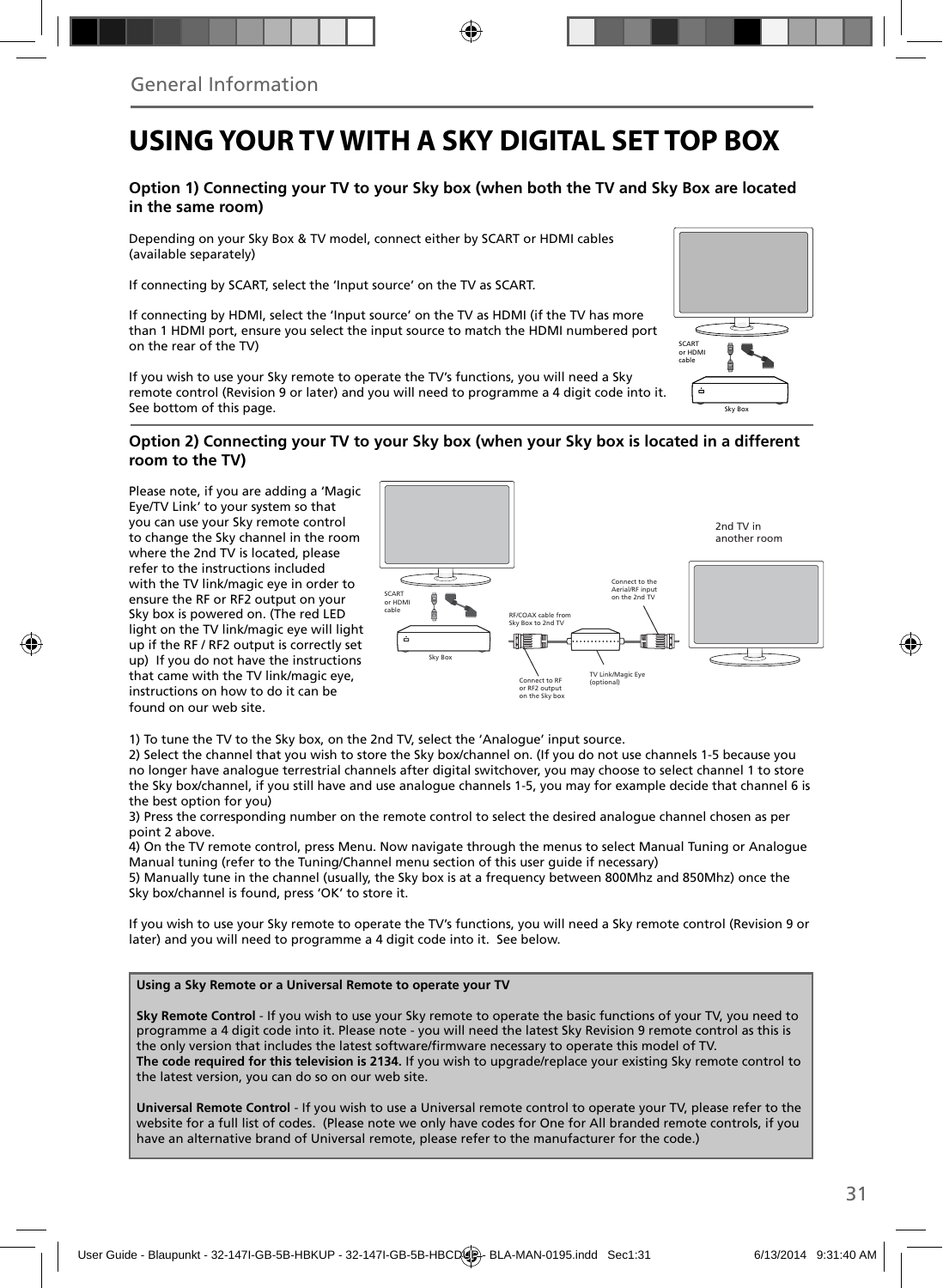General Information

# USING YOUR TV WITH A SKY DIGITAL SET TOP BOX

### Option 1) Connecting your TV to your Sky box (when both the TV and Sky Box are located in the same room)

Depending on your Sky Box & TV model, connect either by SCART or HDMI cables (available separately)

If connecting by SCART, select the 'Input source' on the TV as SCART.

If connecting by HDMI, select the 'Input source' on the TV as HDMI (if the TV has more than 1 HDMI port, ensure you select the input source to match the HDMI numbered port on the rear of the TV)

If you wish to use your Sky remote to operate the TV's functions, you will need a Sky remote control (Revision 9 or later) and you will need to programme a 4 digit code into it. See bottom of this page.

SCART or HDMI cable

Sky Box

### Option 2) Connecting your TV to your Sky box (when your Sky box is located in a different room to the TV)

Please note, if you are adding a 'Magic Eye/TV Link' to your system so that you can use your Sky remote control to change the Sky channel in the room where the 2nd TV is located, please refer to the instructions included with the TV link/magic eye in order to ensure the RF or RF2 output on your Sky box is powered on. (The red LED light on the TV link/magic eye will light up if the RF / RF2 output is correctly set up) If you do not have the instructions that came with the TV link/magic eye, instructions on how to do it can be found on our web site.

2nd TV in another room

SCART or HDMI cable

Sky Box

RF/COAX cable from Sky Box to 2nd TV

Connect to the Aerial/RF input on the 2nd TV

Connect to RF or RF2 output on the Sky box

TV Link/Magic Eye (optional)

1) To tune the TV to the Sky box, on the 2nd TV, select the 'Analogue' input source.
2) Select the channel that you wish to store the Sky box/channel on. (If you do not use channels 1-5 because you no longer have analogue terrestrial channels after digital switchover, you may choose to select channel 1 to store the Sky box/channel, if you still have and use analogue channels 1-5, you may for example decide that channel 6 is the best option for you)
3) Press the corresponding number on the remote control to select the desired analogue channel chosen as per point 2 above.
4) On the TV remote control, press Menu. Now navigate through the menus to select Manual Tuning or Analogue Manual tuning (refer to the Tuning/Channel menu section of this user guide if necessary)
5) Manually tune in the channel (usually, the Sky box is at a frequency between 800Mhz and 850Mhz) once the Sky box/channel is found, press 'OK' to store it.

If you wish to use your Sky remote to operate the TV's functions, you will need a Sky remote control (Revision 9 or later) and you will need to programme a 4 digit code into it. See below.

**Using a Sky Remote or a Universal Remote to operate your TV**

**Sky Remote Control** - If you wish to use your Sky remote to operate the basic functions of your TV, you need to programme a 4 digit code into it. Please note - you will need the latest Sky Revision 9 remote control as this is the only version that includes the latest software/firmware necessary to operate this model of TV.
**The code required for this television is 2134.** If you wish to upgrade/replace your existing Sky remote control to the latest version, you can do so on our web site.

**Universal Remote Control** - If you wish to use a Universal remote control to operate your TV, please refer to the website for a full list of codes. (Please note we only have codes for One for All branded remote controls, if you have an alternative brand of Universal remote, please refer to the manufacturer for the code.)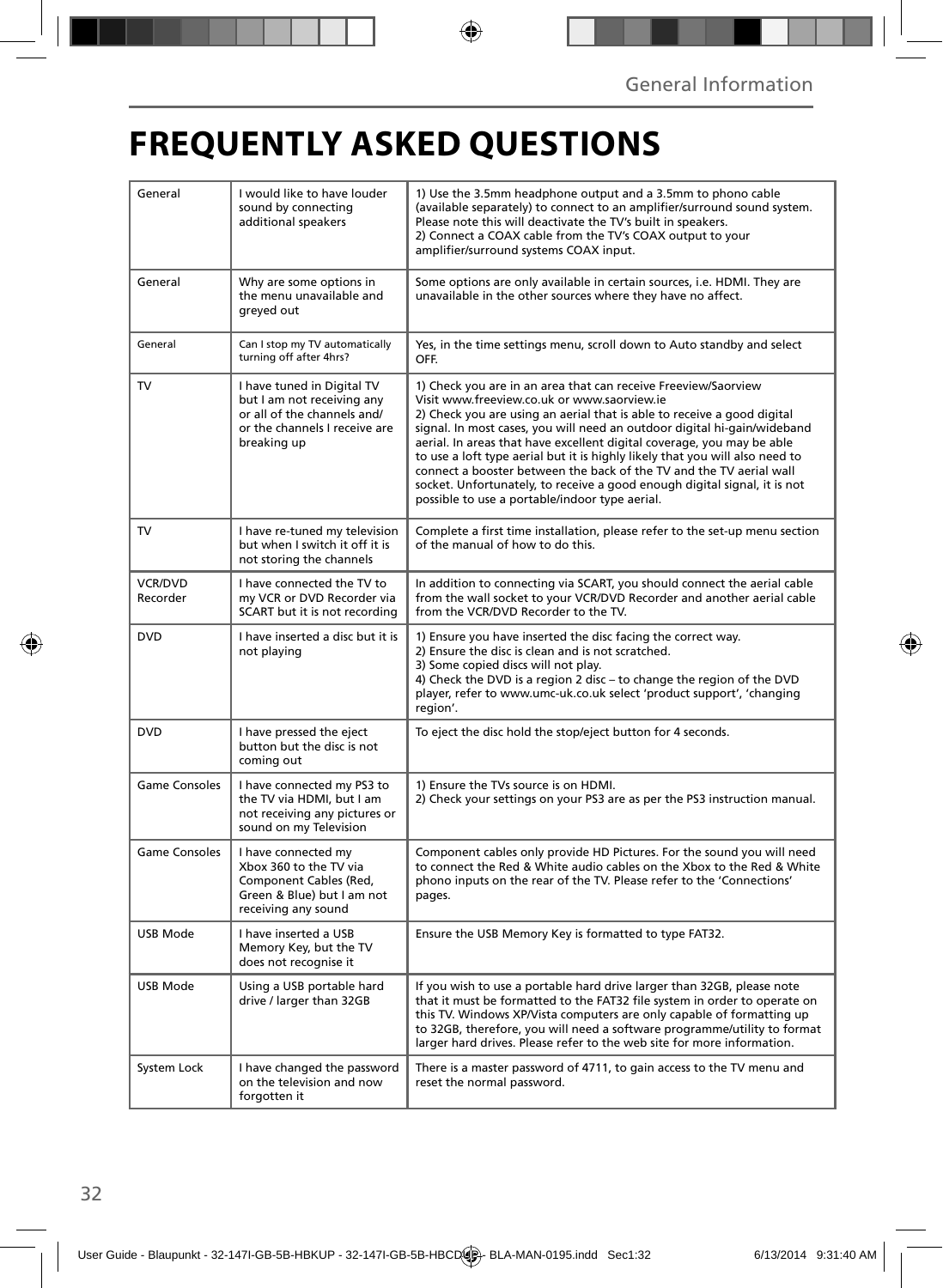# FREQUENTLY ASKED QUESTIONS

| | | |
|---|---|---|
| General | I would like to have louder sound by connecting additional speakers | 1) Use the 3.5mm headphone output and a 3.5mm to phono cable (available separately) to connect to an amplifier/surround sound system. Please note this will deactivate the TV's built in speakers.<br>2) Connect a COAX cable from the TV's COAX output to your amplifier/surround systems COAX input. |
| General | Why are some options in the menu unavailable and greyed out | Some options are only available in certain sources, i.e. HDMI. They are unavailable in the other sources where they have no affect. |
| General | Can I stop my TV automatically turning off after 4hrs? | Yes, in the time settings menu, scroll down to Auto standby and select OFF. |
| TV | I have tuned in Digital TV but I am not receiving any or all of the channels and/ or the channels I receive are breaking up | 1) Check you are in an area that can receive Freeview/Saorview Visit www.freeview.co.uk or www.saorview.ie<br>2) Check you are using an aerial that is able to receive a good digital signal. In most cases, you will need an outdoor digital hi-gain/wideband aerial. In areas that have excellent digital coverage, you may be able to use a loft type aerial but it is highly likely that you will also need to connect a booster between the back of the TV and the TV aerial wall socket. Unfortunately, to receive a good enough digital signal, it is not possible to use a portable/indoor type aerial. |
| TV | I have re-tuned my television but when I switch it off it is not storing the channels | Complete a first time installation, please refer to the set-up menu section of the manual of how to do this. |
| VCR/DVD Recorder | I have connected the TV to my VCR or DVD Recorder via SCART but it is not recording | In addition to connecting via SCART, you should connect the aerial cable from the wall socket to your VCR/DVD Recorder and another aerial cable from the VCR/DVD Recorder to the TV. |
| DVD | I have inserted a disc but it is not playing | 1) Ensure you have inserted the disc facing the correct way.<br>2) Ensure the disc is clean and is not scratched.<br>3) Some copied discs will not play.<br>4) Check the DVD is a region 2 disc – to change the region of the DVD player, refer to www.umc-uk.co.uk select 'product support', 'changing region'. |
| DVD | I have pressed the eject button but the disc is not coming out | To eject the disc hold the stop/eject button for 4 seconds. |
| Game Consoles | I have connected my PS3 to the TV via HDMI, but I am not receiving any pictures or sound on my Television | 1) Ensure the TVs source is on HDMI.<br>2) Check your settings on your PS3 are as per the PS3 instruction manual. |
| Game Consoles | I have connected my Xbox 360 to the TV via Component Cables (Red, Green & Blue) but I am not receiving any sound | Component cables only provide HD Pictures. For the sound you will need to connect the Red & White audio cables on the Xbox to the Red & White phono inputs on the rear of the TV. Please refer to the 'Connections' pages. |
| USB Mode | I have inserted a USB Memory Key, but the TV does not recognise it | Ensure the USB Memory Key is formatted to type FAT32. |
| USB Mode | Using a USB portable hard drive / larger than 32GB | If you wish to use a portable hard drive larger than 32GB, please note that it must be formatted to the FAT32 file system in order to operate on this TV. Windows XP/Vista computers are only capable of formatting up to 32GB, therefore, you will need a software programme/utility to format larger hard drives. Please refer to the web site for more information. |
| System Lock | I have changed the password on the television and now forgotten it | There is a master password of 4711, to gain access to the TV menu and reset the normal password. |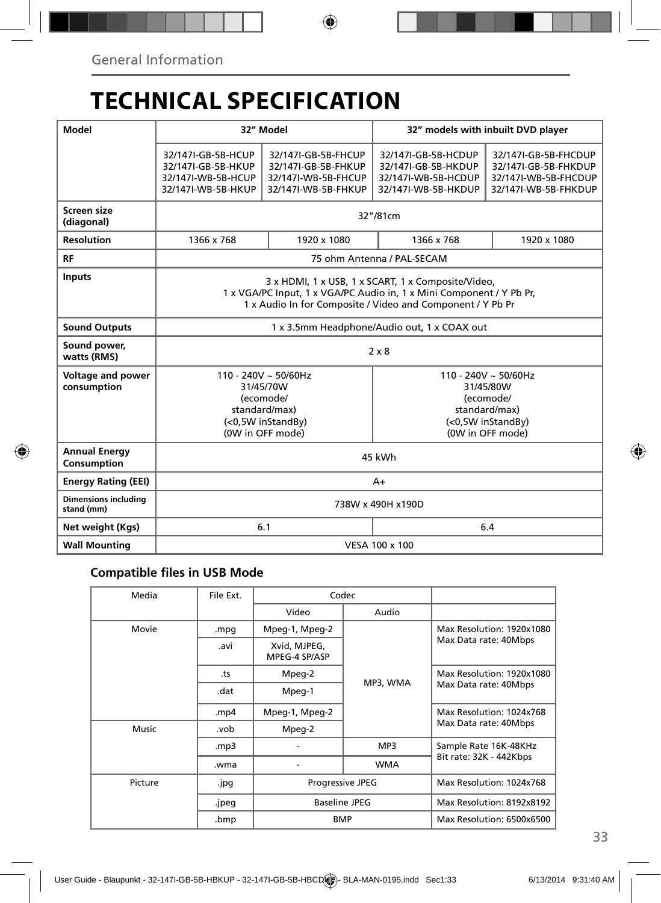General Information

# TECHNICAL SPECIFICATION

| Model | 32" Model | | 32" models with inbuilt DVD player | |
|---|---|---|---|---|
| | 32/147I-GB-5B-HCUP 32/147I-GB-5B-HKUP 32/147I-WB-5B-HCUP 32/147I-WB-5B-HKUP | 32/147I-GB-5B-FHCUP 32/147I-GB-5B-FHKUP 32/147I-WB-5B-FHCUP 32/147I-WB-5B-FHKUP | 32/147I-GB-5B-HCDUP 32/147I-GB-5B-HKDUP 32/147I-WB-5B-HCDUP 32/147I-WB-5B-HKDUP | 32/147I-GB-5B-FHCDUP 32/147I-GB-5B-FHKDUP 32/147I-WB-5B-FHCDUP 32/147I-WB-5B-FHKDUP |
| Screen size (diagonal) | 32"/81cm | | | |
| Resolution | 1366 x 768 | 1920 x 1080 | 1366 x 768 | 1920 x 1080 |
| RF | 75 ohm Antenna / PAL-SECAM | | | |
| Inputs | 3 x HDMI, 1 x USB, 1 x SCART, 1 x Composite/Video, 1 x VGA/PC Input, 1 x VGA/PC Audio in, 1 x Mini Component / Y Pb Pr, 1 x Audio In for Composite / Video and Component / Y Pb Pr | | | |
| Sound Outputs | 1 x 3.5mm Headphone/Audio out, 1 x COAX out | | | |
| Sound power, watts (RMS) | 2 x 8 | | | |
| Voltage and power consumption | 110 - 240V ~ 50/60Hz 31/45/70W (ecomode/ standard/max) (<0,5W inStandBy) (0W in OFF mode) | | 110 - 240V ~ 50/60Hz 31/45/80W (ecomode/ standard/max) (<0,5W inStandBy) (0W in OFF mode) | |
| Annual Energy Consumption | 45 kWh | | | |
| Energy Rating (EEI) | A+ | | | |
| Dimensions including stand (mm) | 738W x 490H x190D | | | |
| Net weight (Kgs) | 6.1 | | 6.4 | |
| Wall Mounting | VESA 100 x 100 | | | |

### Compatible files in USB Mode

| Media | File Ext. | Codec | | |
|---|---|---|---|---|
| | | Video | Audio | |
| Movie | .mpg | Mpeg-1, Mpeg-2 | MP3, WMA | Max Resolution: 1920x1080 Max Data rate: 40Mbps |
| | .avi | Xvid, MJPEG, MPEG-4 SP/ASP | | |
| | .ts | Mpeg-2 | | Max Resolution: 1920x1080 Max Data rate: 40Mbps |
| | .dat | Mpeg-1 | | |
| | .mp4 | Mpeg-1, Mpeg-2 | | Max Resolution: 1024x768 Max Data rate: 40Mbps |
| Music | .vob | Mpeg-2 | | |
| | .mp3 | - | MP3 | Sample Rate 16K-48KHz Bit rate: 32K - 442Kbps |
| | .wma | - | WMA | |
| Picture | .jpg | Progressive JPEG | | Max Resolution: 1024x768 |
| | .jpeg | Baseline JPEG | | Max Resolution: 8192x8192 |
| | .bmp | BMP | | Max Resolution: 6500x6500 |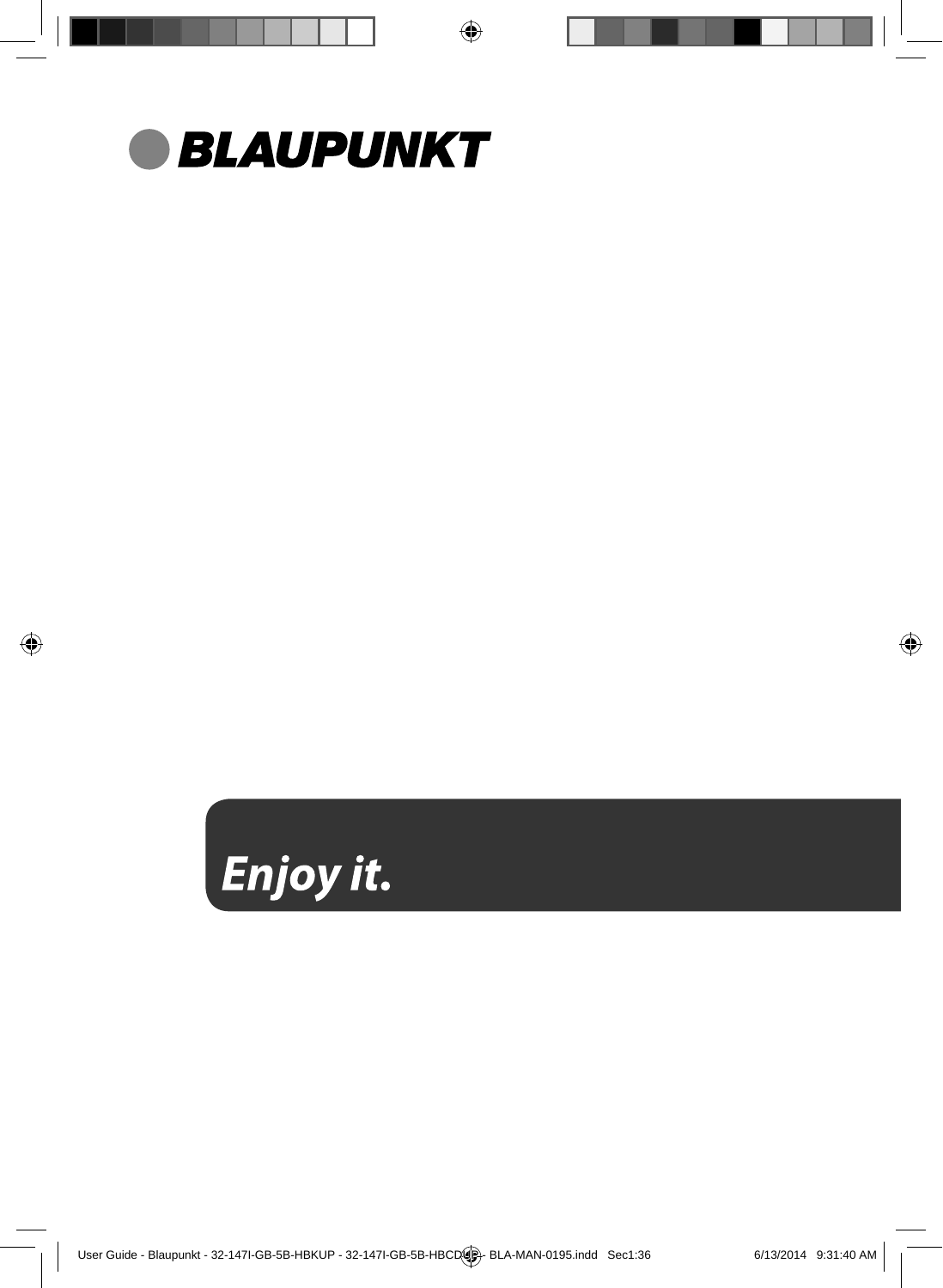BLAUPUNKT

Enjoy it.